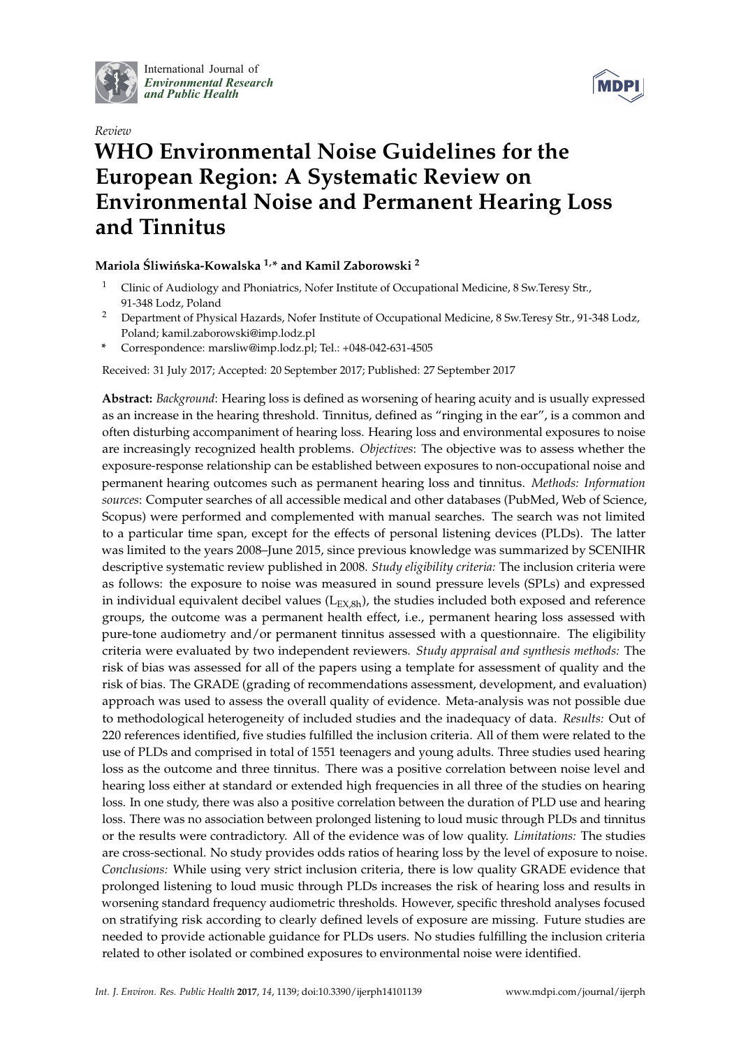International Journal of *Environmental Research and Public Health*

*Review*

# WHO Environmental Noise Guidelines for the European Region: A Systematic Review on Environmental Noise and Permanent Hearing Loss and Tinnitus

**Mariola Śliwińska-Kowalska [1,*] and Kamil Zaborowski [2]**

[1] Clinic of Audiology and Phoniatrics, Nofer Institute of Occupational Medicine, 8 Sw.Teresy Str., 91-348 Lodz, Poland

[2] Department of Physical Hazards, Nofer Institute of Occupational Medicine, 8 Sw.Teresy Str., 91-348 Lodz, Poland; kamil.zaborowski@imp.lodz.pl

[*] Correspondence: marsliw@imp.lodz.pl; Tel.: +048-042-631-4505

Received: 31 July 2017; Accepted: 20 September 2017; Published: 27 September 2017

**Abstract:** *Background*: Hearing loss is defined as worsening of hearing acuity and is usually expressed as an increase in the hearing threshold. Tinnitus, defined as "ringing in the ear", is a common and often disturbing accompaniment of hearing loss. Hearing loss and environmental exposures to noise are increasingly recognized health problems. *Objectives*: The objective was to assess whether the exposure-response relationship can be established between exposures to non-occupational noise and permanent hearing outcomes such as permanent hearing loss and tinnitus. *Methods: Information sources*: Computer searches of all accessible medical and other databases (PubMed, Web of Science, Scopus) were performed and complemented with manual searches. The search was not limited to a particular time span, except for the effects of personal listening devices (PLDs). The latter was limited to the years 2008–June 2015, since previous knowledge was summarized by SCENIHR descriptive systematic review published in 2008. *Study eligibility criteria:* The inclusion criteria were as follows: the exposure to noise was measured in sound pressure levels (SPLs) and expressed in individual equivalent decibel values ($L_{EX,8h}$), the studies included both exposed and reference groups, the outcome was a permanent health effect, i.e., permanent hearing loss assessed with pure-tone audiometry and/or permanent tinnitus assessed with a questionnaire. The eligibility criteria were evaluated by two independent reviewers. *Study appraisal and synthesis methods:* The risk of bias was assessed for all of the papers using a template for assessment of quality and the risk of bias. The GRADE (grading of recommendations assessment, development, and evaluation) approach was used to assess the overall quality of evidence. Meta-analysis was not possible due to methodological heterogeneity of included studies and the inadequacy of data. *Results:* Out of 220 references identified, five studies fulfilled the inclusion criteria. All of them were related to the use of PLDs and comprised in total of 1551 teenagers and young adults. Three studies used hearing loss as the outcome and three tinnitus. There was a positive correlation between noise level and hearing loss either at standard or extended high frequencies in all three of the studies on hearing loss. In one study, there was also a positive correlation between the duration of PLD use and hearing loss. There was no association between prolonged listening to loud music through PLDs and tinnitus or the results were contradictory. All of the evidence was of low quality. *Limitations:* The studies are cross-sectional. No study provides odds ratios of hearing loss by the level of exposure to noise. *Conclusions:* While using very strict inclusion criteria, there is low quality GRADE evidence that prolonged listening to loud music through PLDs increases the risk of hearing loss and results in worsening standard frequency audiometric thresholds. However, specific threshold analyses focused on stratifying risk according to clearly defined levels of exposure are missing. Future studies are needed to provide actionable guidance for PLDs users. No studies fulfilling the inclusion criteria related to other isolated or combined exposures to environmental noise were identified.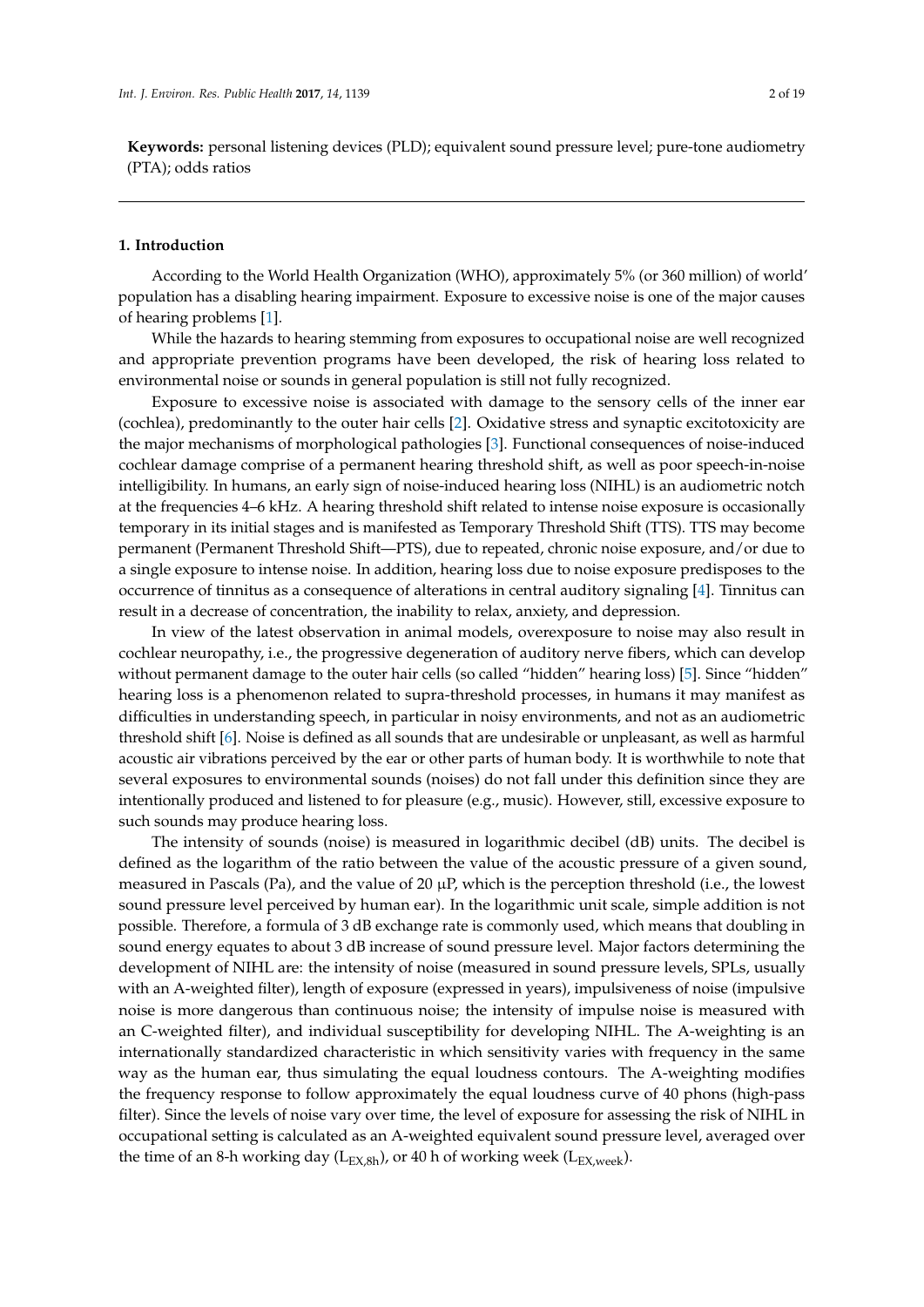**Keywords:** personal listening devices (PLD); equivalent sound pressure level; pure-tone audiometry (PTA); odds ratios

## 1. Introduction

According to the World Health Organization (WHO), approximately 5% (or 360 million) of world' population has a disabling hearing impairment. Exposure to excessive noise is one of the major causes of hearing problems [1].

While the hazards to hearing stemming from exposures to occupational noise are well recognized and appropriate prevention programs have been developed, the risk of hearing loss related to environmental noise or sounds in general population is still not fully recognized.

Exposure to excessive noise is associated with damage to the sensory cells of the inner ear (cochlea), predominantly to the outer hair cells [2]. Oxidative stress and synaptic excitotoxicity are the major mechanisms of morphological pathologies [3]. Functional consequences of noise-induced cochlear damage comprise of a permanent hearing threshold shift, as well as poor speech-in-noise intelligibility. In humans, an early sign of noise-induced hearing loss (NIHL) is an audiometric notch at the frequencies 4–6 kHz. A hearing threshold shift related to intense noise exposure is occasionally temporary in its initial stages and is manifested as Temporary Threshold Shift (TTS). TTS may become permanent (Permanent Threshold Shift—PTS), due to repeated, chronic noise exposure, and/or due to a single exposure to intense noise. In addition, hearing loss due to noise exposure predisposes to the occurrence of tinnitus as a consequence of alterations in central auditory signaling [4]. Tinnitus can result in a decrease of concentration, the inability to relax, anxiety, and depression.

In view of the latest observation in animal models, overexposure to noise may also result in cochlear neuropathy, i.e., the progressive degeneration of auditory nerve fibers, which can develop without permanent damage to the outer hair cells (so called "hidden" hearing loss) [5]. Since "hidden" hearing loss is a phenomenon related to supra-threshold processes, in humans it may manifest as difficulties in understanding speech, in particular in noisy environments, and not as an audiometric threshold shift [6]. Noise is defined as all sounds that are undesirable or unpleasant, as well as harmful acoustic air vibrations perceived by the ear or other parts of human body. It is worthwhile to note that several exposures to environmental sounds (noises) do not fall under this definition since they are intentionally produced and listened to for pleasure (e.g., music). However, still, excessive exposure to such sounds may produce hearing loss.

The intensity of sounds (noise) is measured in logarithmic decibel (dB) units. The decibel is defined as the logarithm of the ratio between the value of the acoustic pressure of a given sound, measured in Pascals (Pa), and the value of 20 µP, which is the perception threshold (i.e., the lowest sound pressure level perceived by human ear). In the logarithmic unit scale, simple addition is not possible. Therefore, a formula of 3 dB exchange rate is commonly used, which means that doubling in sound energy equates to about 3 dB increase of sound pressure level. Major factors determining the development of NIHL are: the intensity of noise (measured in sound pressure levels, SPLs, usually with an A-weighted filter), length of exposure (expressed in years), impulsiveness of noise (impulsive noise is more dangerous than continuous noise; the intensity of impulse noise is measured with an C-weighted filter), and individual susceptibility for developing NIHL. The A-weighting is an internationally standardized characteristic in which sensitivity varies with frequency in the same way as the human ear, thus simulating the equal loudness contours. The A-weighting modifies the frequency response to follow approximately the equal loudness curve of 40 phons (high-pass filter). Since the levels of noise vary over time, the level of exposure for assessing the risk of NIHL in occupational setting is calculated as an A-weighted equivalent sound pressure level, averaged over the time of an 8-h working day ($L_{EX,8h}$), or 40 h of working week ($L_{EX,week}$).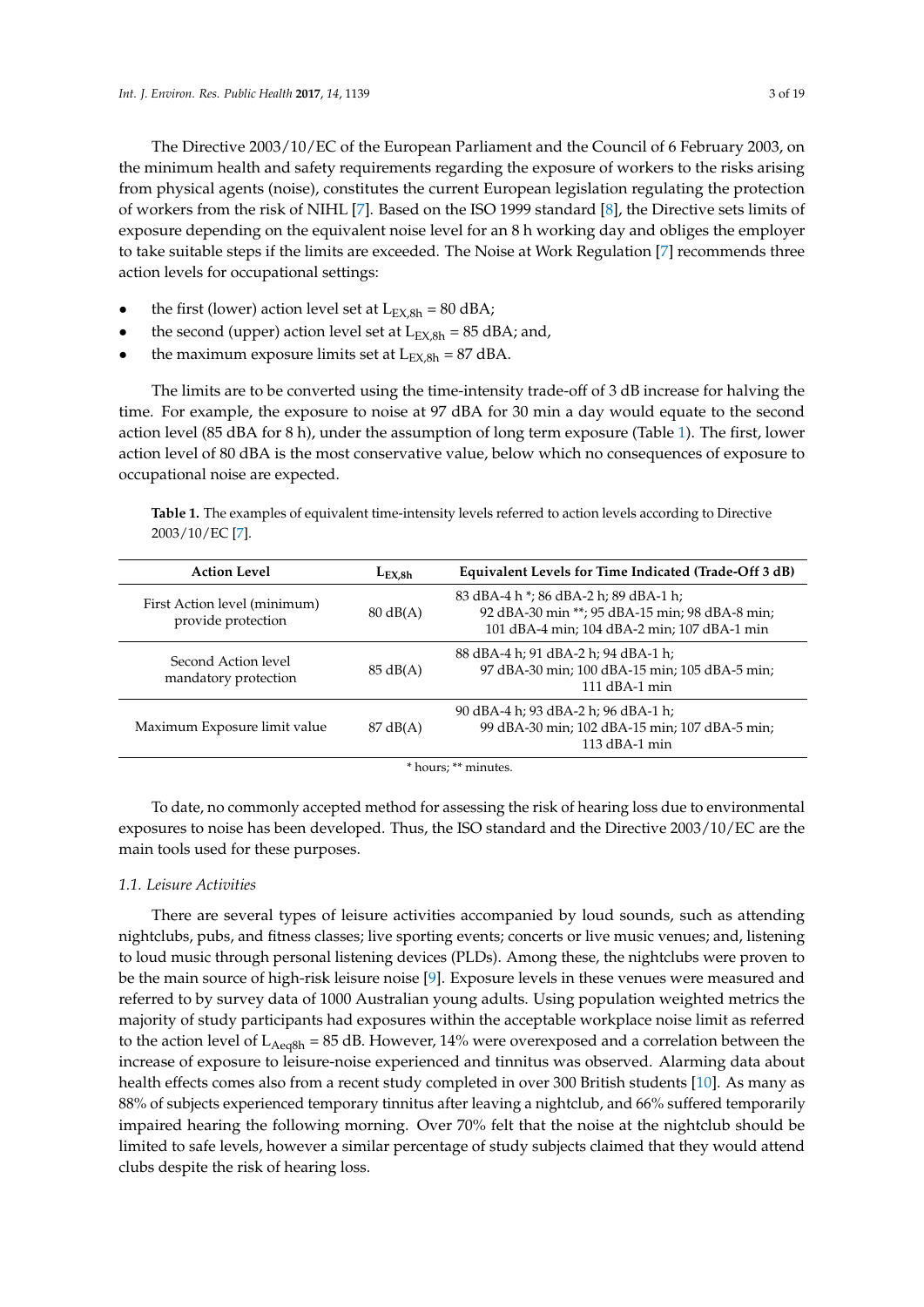The Directive 2003/10/EC of the European Parliament and the Council of 6 February 2003, on the minimum health and safety requirements regarding the exposure of workers to the risks arising from physical agents (noise), constitutes the current European legislation regulating the protection of workers from the risk of NIHL [7]. Based on the ISO 1999 standard [8], the Directive sets limits of exposure depending on the equivalent noise level for an 8 h working day and obliges the employer to take suitable steps if the limits are exceeded. The Noise at Work Regulation [7] recommends three action levels for occupational settings:

- the first (lower) action level set at $L_{EX,8h}$ = 80 dBA;
- the second (upper) action level set at $L_{EX,8h}$ = 85 dBA; and,
- the maximum exposure limits set at $L_{EX,8h}$ = 87 dBA.

The limits are to be converted using the time-intensity trade-off of 3 dB increase for halving the time. For example, the exposure to noise at 97 dBA for 30 min a day would equate to the second action level (85 dBA for 8 h), under the assumption of long term exposure (Table 1). The first, lower action level of 80 dBA is the most conservative value, below which no consequences of exposure to occupational noise are expected.

**Table 1.** The examples of equivalent time-intensity levels referred to action levels according to Directive 2003/10/EC [7].

| Action Level | $L_{EX,8h}$ | Equivalent Levels for Time Indicated (Trade-Off 3 dB) |
|---|---|---|
| First Action level (minimum) provide protection | 80 dB(A) | 83 dBA-4 h *; 86 dBA-2 h; 89 dBA-1 h; 92 dBA-30 min **; 95 dBA-15 min; 98 dBA-8 min; 101 dBA-4 min; 104 dBA-2 min; 107 dBA-1 min |
| Second Action level mandatory protection | 85 dB(A) | 88 dBA-4 h; 91 dBA-2 h; 94 dBA-1 h; 97 dBA-30 min; 100 dBA-15 min; 105 dBA-5 min; 111 dBA-1 min |
| Maximum Exposure limit value | 87 dB(A) | 90 dBA-4 h; 93 dBA-2 h; 96 dBA-1 h; 99 dBA-30 min; 102 dBA-15 min; 107 dBA-5 min; 113 dBA-1 min |

\* hours; ** minutes.

To date, no commonly accepted method for assessing the risk of hearing loss due to environmental exposures to noise has been developed. Thus, the ISO standard and the Directive 2003/10/EC are the main tools used for these purposes.

### *1.1. Leisure Activities*

There are several types of leisure activities accompanied by loud sounds, such as attending nightclubs, pubs, and fitness classes; live sporting events; concerts or live music venues; and, listening to loud music through personal listening devices (PLDs). Among these, the nightclubs were proven to be the main source of high-risk leisure noise [9]. Exposure levels in these venues were measured and referred to by survey data of 1000 Australian young adults. Using population weighted metrics the majority of study participants had exposures within the acceptable workplace noise limit as referred to the action level of $L_{Aeq8h}$ = 85 dB. However, 14% were overexposed and a correlation between the increase of exposure to leisure-noise experienced and tinnitus was observed. Alarming data about health effects comes also from a recent study completed in over 300 British students [10]. As many as 88% of subjects experienced temporary tinnitus after leaving a nightclub, and 66% suffered temporarily impaired hearing the following morning. Over 70% felt that the noise at the nightclub should be limited to safe levels, however a similar percentage of study subjects claimed that they would attend clubs despite the risk of hearing loss.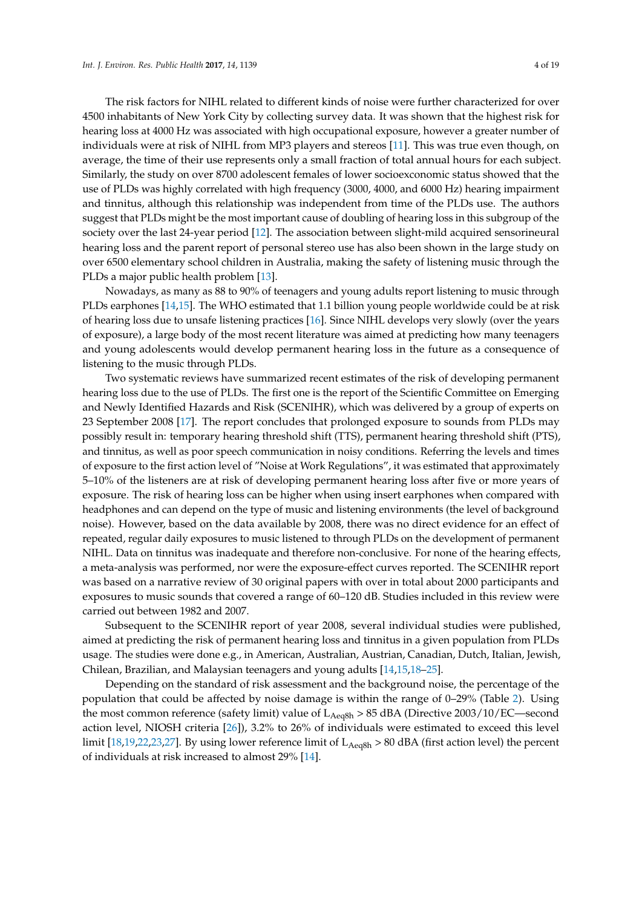The risk factors for NIHL related to different kinds of noise were further characterized for over 4500 inhabitants of New York City by collecting survey data. It was shown that the highest risk for hearing loss at 4000 Hz was associated with high occupational exposure, however a greater number of individuals were at risk of NIHL from MP3 players and stereos [11]. This was true even though, on average, the time of their use represents only a small fraction of total annual hours for each subject. Similarly, the study on over 8700 adolescent females of lower socioexconomic status showed that the use of PLDs was highly correlated with high frequency (3000, 4000, and 6000 Hz) hearing impairment and tinnitus, although this relationship was independent from time of the PLDs use. The authors suggest that PLDs might be the most important cause of doubling of hearing loss in this subgroup of the society over the last 24-year period [12]. The association between slight-mild acquired sensorineural hearing loss and the parent report of personal stereo use has also been shown in the large study on over 6500 elementary school children in Australia, making the safety of listening music through the PLDs a major public health problem [13].

Nowadays, as many as 88 to 90% of teenagers and young adults report listening to music through PLDs earphones [14,15]. The WHO estimated that 1.1 billion young people worldwide could be at risk of hearing loss due to unsafe listening practices [16]. Since NIHL develops very slowly (over the years of exposure), a large body of the most recent literature was aimed at predicting how many teenagers and young adolescents would develop permanent hearing loss in the future as a consequence of listening to the music through PLDs.

Two systematic reviews have summarized recent estimates of the risk of developing permanent hearing loss due to the use of PLDs. The first one is the report of the Scientific Committee on Emerging and Newly Identified Hazards and Risk (SCENIHR), which was delivered by a group of experts on 23 September 2008 [17]. The report concludes that prolonged exposure to sounds from PLDs may possibly result in: temporary hearing threshold shift (TTS), permanent hearing threshold shift (PTS), and tinnitus, as well as poor speech communication in noisy conditions. Referring the levels and times of exposure to the first action level of "Noise at Work Regulations", it was estimated that approximately 5–10% of the listeners are at risk of developing permanent hearing loss after five or more years of exposure. The risk of hearing loss can be higher when using insert earphones when compared with headphones and can depend on the type of music and listening environments (the level of background noise). However, based on the data available by 2008, there was no direct evidence for an effect of repeated, regular daily exposures to music listened to through PLDs on the development of permanent NIHL. Data on tinnitus was inadequate and therefore non-conclusive. For none of the hearing effects, a meta-analysis was performed, nor were the exposure-effect curves reported. The SCENIHR report was based on a narrative review of 30 original papers with over in total about 2000 participants and exposures to music sounds that covered a range of 60–120 dB. Studies included in this review were carried out between 1982 and 2007.

Subsequent to the SCENIHR report of year 2008, several individual studies were published, aimed at predicting the risk of permanent hearing loss and tinnitus in a given population from PLDs usage. The studies were done e.g., in American, Australian, Austrian, Canadian, Dutch, Italian, Jewish, Chilean, Brazilian, and Malaysian teenagers and young adults [14,15,18–25].

Depending on the standard of risk assessment and the background noise, the percentage of the population that could be affected by noise damage is within the range of 0–29% (Table 2). Using the most common reference (safety limit) value of $L_{Aeq8h}$ > 85 dBA (Directive 2003/10/EC—second action level, NIOSH criteria [26]), 3.2% to 26% of individuals were estimated to exceed this level limit [18,19,22,23,27]. By using lower reference limit of $L_{Aeq8h}$ > 80 dBA (first action level) the percent of individuals at risk increased to almost 29% [14].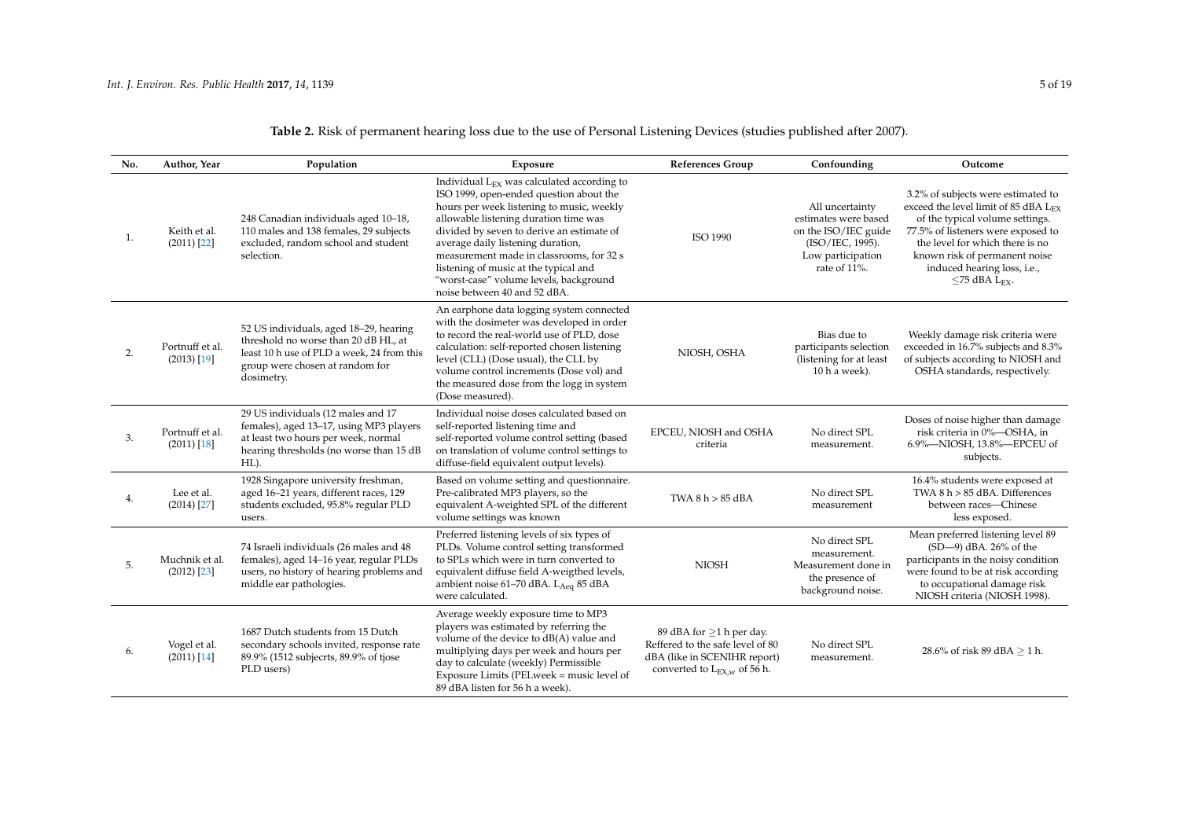**Table 2.** Risk of permanent hearing loss due to the use of Personal Listening Devices (studies published after 2007).

| No. | Author, Year | Population | Exposure | References Group | Confounding | Outcome |
|---|---|---|---|---|---|---|
| 1. | Keith et al. (2011) [22] | 248 Canadian individuals aged 10–18, 110 males and 138 females, 29 subjects excluded, random school and student selection. | Individual $L_{EX}$ was calculated according to ISO 1999, open-ended question about the hours per week listening to music, weekly allowable listening duration time was divided by seven to derive an estimate of average daily listening duration, measurement made in classrooms, for 32 s listening of music at the typical and "worst-case" volume levels, background noise between 40 and 52 dBA. | ISO 1990 | All uncertainty estimates were based on the ISO/IEC guide (ISO/IEC, 1995). Low participation rate of 11%. | 3.2% of subjects were estimated to exceed the level limit of 85 dBA $L_{EX}$ of the typical volume settings. 77.5% of listeners were exposed to the level for which there is no known risk of permanent noise induced hearing loss, i.e., ≤75 dBA $L_{EX}$. |
| 2. | Portnuff et al. (2013) [19] | 52 US individuals, aged 18–29, hearing threshold no worse than 20 dB HL, at least 10 h use of PLD a week, 24 from this group were chosen at random for dosimetry. | An earphone data logging system connected with the dosimeter was developed in order to record the real-world use of PLD, dose calculation: self-reported chosen listening level (CLL) (Dose usual), the CLL by volume control increments (Dose vol) and the measured dose from the logg in system (Dose measured). | NIOSH, OSHA | Bias due to participants selection (listening for at least 10 h a week). | Weekly damage risk criteria were exceeded in 16.7% subjects and 8.3% of subjects according to NIOSH and OSHA standards, respectively. |
| 3. | Portnuff et al. (2011) [18] | 29 US individuals (12 males and 17 females), aged 13–17, using MP3 players at least two hours per week, normal hearing thresholds (no worse than 15 dB HL). | Individual noise doses calculated based on self-reported listening time and self-reported volume control setting (based on translation of volume control settings to diffuse-field equivalent output levels). | EPCEU, NIOSH and OSHA criteria | No direct SPL measurement. | Doses of noise higher than damage risk criteria in 0%—OSHA, in 6.9%—NIOSH, 13.8%—EPCEU of subjects. |
| 4. | Lee et al. (2014) [27] | 1928 Singapore university freshman, aged 16–21 years, different races, 129 students excluded, 95.8% regular PLD users. | Based on volume setting and questionnaire. Pre-calibrated MP3 players, so the equivalent A-weighted SPL of the different volume settings was known | TWA 8 h > 85 dBA | No direct SPL measurement | 16.4% students were exposed at TWA 8 h > 85 dBA. Differences between races—Chinese less exposed. |
| 5. | Muchnik et al. (2012) [23] | 74 Israeli individuals (26 males and 48 females), aged 14–16 year, regular PLDs users, no history of hearing problems and middle ear pathologies. | Preferred listening levels of six types of PLDs. Volume control setting transformed to SPLs which were in turn converted to equivalent diffuse field A-weigthed levels, ambient noise 61–70 dBA. $L_{Aeq}$ 85 dBA were calculated. | NIOSH | No direct SPL measurement. Measurement done in the presence of background noise. | Mean preferred listening level 89 (SD—9) dBA. 26% of the participants in the noisy condition were found to be at risk according to occupational damage risk NIOSH criteria (NIOSH 1998). |
| 6. | Vogel et al. (2011) [14] | 1687 Dutch students from 15 Dutch secondary schools invited, response rate 89.9% (1512 subjecrts, 89.9% of tjose PLD users) | Average weekly exposure time to MP3 players was estimated by referring the volume of the device to dB(A) value and multiplying days per week and hours per day to calculate (weekly) Permissible Exposure Limits (PELweek = music level of 89 dBA listen for 56 h a week). | 89 dBA for ≥1 h per day. Reffered to the safe level of 80 dBA (like in SCENIHR report) converted to $L_{EX,w}$ of 56 h. | No direct SPL measurement. | 28.6% of risk 89 dBA ≥ 1 h. |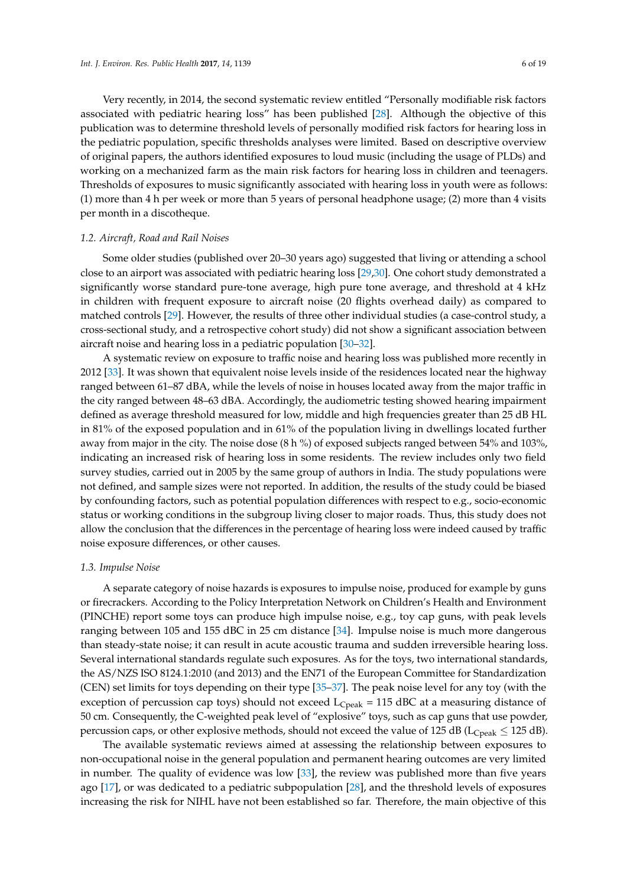Very recently, in 2014, the second systematic review entitled "Personally modifiable risk factors associated with pediatric hearing loss" has been published [28]. Although the objective of this publication was to determine threshold levels of personally modified risk factors for hearing loss in the pediatric population, specific thresholds analyses were limited. Based on descriptive overview of original papers, the authors identified exposures to loud music (including the usage of PLDs) and working on a mechanized farm as the main risk factors for hearing loss in children and teenagers. Thresholds of exposures to music significantly associated with hearing loss in youth were as follows: (1) more than 4 h per week or more than 5 years of personal headphone usage; (2) more than 4 visits per month in a discotheque.

### *1.2. Aircraft, Road and Rail Noises*

Some older studies (published over 20–30 years ago) suggested that living or attending a school close to an airport was associated with pediatric hearing loss [29,30]. One cohort study demonstrated a significantly worse standard pure-tone average, high pure tone average, and threshold at 4 kHz in children with frequent exposure to aircraft noise (20 flights overhead daily) as compared to matched controls [29]. However, the results of three other individual studies (a case-control study, a cross-sectional study, and a retrospective cohort study) did not show a significant association between aircraft noise and hearing loss in a pediatric population [30–32].

A systematic review on exposure to traffic noise and hearing loss was published more recently in 2012 [33]. It was shown that equivalent noise levels inside of the residences located near the highway ranged between 61–87 dBA, while the levels of noise in houses located away from the major traffic in the city ranged between 48–63 dBA. Accordingly, the audiometric testing showed hearing impairment defined as average threshold measured for low, middle and high frequencies greater than 25 dB HL in 81% of the exposed population and in 61% of the population living in dwellings located further away from major in the city. The noise dose (8 h %) of exposed subjects ranged between 54% and 103%, indicating an increased risk of hearing loss in some residents. The review includes only two field survey studies, carried out in 2005 by the same group of authors in India. The study populations were not defined, and sample sizes were not reported. In addition, the results of the study could be biased by confounding factors, such as potential population differences with respect to e.g., socio-economic status or working conditions in the subgroup living closer to major roads. Thus, this study does not allow the conclusion that the differences in the percentage of hearing loss were indeed caused by traffic noise exposure differences, or other causes.

### *1.3. Impulse Noise*

A separate category of noise hazards is exposures to impulse noise, produced for example by guns or firecrackers. According to the Policy Interpretation Network on Children's Health and Environment (PINCHE) report some toys can produce high impulse noise, e.g., toy cap guns, with peak levels ranging between 105 and 155 dBC in 25 cm distance [34]. Impulse noise is much more dangerous than steady-state noise; it can result in acute acoustic trauma and sudden irreversible hearing loss. Several international standards regulate such exposures. As for the toys, two international standards, the AS/NZS ISO 8124.1:2010 (and 2013) and the EN71 of the European Committee for Standardization (CEN) set limits for toys depending on their type [35–37]. The peak noise level for any toy (with the exception of percussion cap toys) should not exceed $L_{Cpeak}$ = 115 dBC at a measuring distance of 50 cm. Consequently, the C-weighted peak level of "explosive" toys, such as cap guns that use powder, percussion caps, or other explosive methods, should not exceed the value of 125 dB ($L_{Cpeak} \leq 125$ dB).

The available systematic reviews aimed at assessing the relationship between exposures to non-occupational noise in the general population and permanent hearing outcomes are very limited in number. The quality of evidence was low [33], the review was published more than five years ago [17], or was dedicated to a pediatric subpopulation [28], and the threshold levels of exposures increasing the risk for NIHL have not been established so far. Therefore, the main objective of this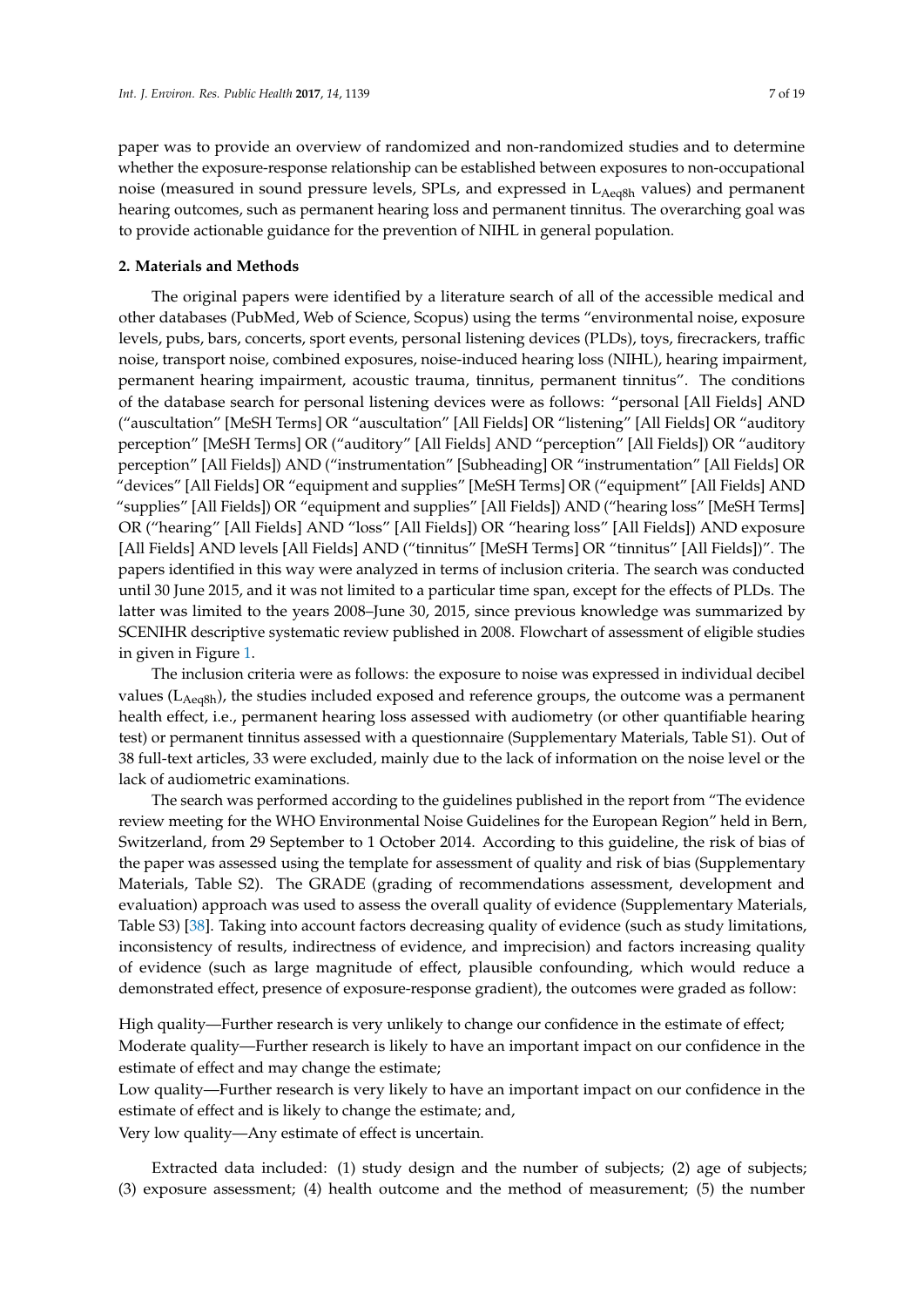paper was to provide an overview of randomized and non-randomized studies and to determine whether the exposure-response relationship can be established between exposures to non-occupational noise (measured in sound pressure levels, SPLs, and expressed in $L_{Aeq8h}$ values) and permanent hearing outcomes, such as permanent hearing loss and permanent tinnitus. The overarching goal was to provide actionable guidance for the prevention of NIHL in general population.

## 2. Materials and Methods

The original papers were identified by a literature search of all of the accessible medical and other databases (PubMed, Web of Science, Scopus) using the terms "environmental noise, exposure levels, pubs, bars, concerts, sport events, personal listening devices (PLDs), toys, firecrackers, traffic noise, transport noise, combined exposures, noise-induced hearing loss (NIHL), hearing impairment, permanent hearing impairment, acoustic trauma, tinnitus, permanent tinnitus". The conditions of the database search for personal listening devices were as follows: "personal [All Fields] AND ("auscultation" [MeSH Terms] OR "auscultation" [All Fields] OR "listening" [All Fields] OR "auditory perception" [MeSH Terms] OR ("auditory" [All Fields] AND "perception" [All Fields]) OR "auditory perception" [All Fields]) AND ("instrumentation" [Subheading] OR "instrumentation" [All Fields] OR "devices" [All Fields] OR "equipment and supplies" [MeSH Terms] OR ("equipment" [All Fields] AND "supplies" [All Fields]) OR "equipment and supplies" [All Fields]) AND ("hearing loss" [MeSH Terms] OR ("hearing" [All Fields] AND "loss" [All Fields]) OR "hearing loss" [All Fields]) AND exposure [All Fields] AND levels [All Fields] AND ("tinnitus" [MeSH Terms] OR "tinnitus" [All Fields])". The papers identified in this way were analyzed in terms of inclusion criteria. The search was conducted until 30 June 2015, and it was not limited to a particular time span, except for the effects of PLDs. The latter was limited to the years 2008–June 30, 2015, since previous knowledge was summarized by SCENIHR descriptive systematic review published in 2008. Flowchart of assessment of eligible studies in given in Figure 1.

The inclusion criteria were as follows: the exposure to noise was expressed in individual decibel values ($L_{Aeq8h}$), the studies included exposed and reference groups, the outcome was a permanent health effect, i.e., permanent hearing loss assessed with audiometry (or other quantifiable hearing test) or permanent tinnitus assessed with a questionnaire (Supplementary Materials, Table S1). Out of 38 full-text articles, 33 were excluded, mainly due to the lack of information on the noise level or the lack of audiometric examinations.

The search was performed according to the guidelines published in the report from "The evidence review meeting for the WHO Environmental Noise Guidelines for the European Region" held in Bern, Switzerland, from 29 September to 1 October 2014. According to this guideline, the risk of bias of the paper was assessed using the template for assessment of quality and risk of bias (Supplementary Materials, Table S2). The GRADE (grading of recommendations assessment, development and evaluation) approach was used to assess the overall quality of evidence (Supplementary Materials, Table S3) [38]. Taking into account factors decreasing quality of evidence (such as study limitations, inconsistency of results, indirectness of evidence, and imprecision) and factors increasing quality of evidence (such as large magnitude of effect, plausible confounding, which would reduce a demonstrated effect, presence of exposure-response gradient), the outcomes were graded as follow:

High quality—Further research is very unlikely to change our confidence in the estimate of effect;
Moderate quality—Further research is likely to have an important impact on our confidence in the estimate of effect and may change the estimate;
Low quality—Further research is very likely to have an important impact on our confidence in the estimate of effect and is likely to change the estimate; and,
Very low quality—Any estimate of effect is uncertain.

Extracted data included: (1) study design and the number of subjects; (2) age of subjects; (3) exposure assessment; (4) health outcome and the method of measurement; (5) the number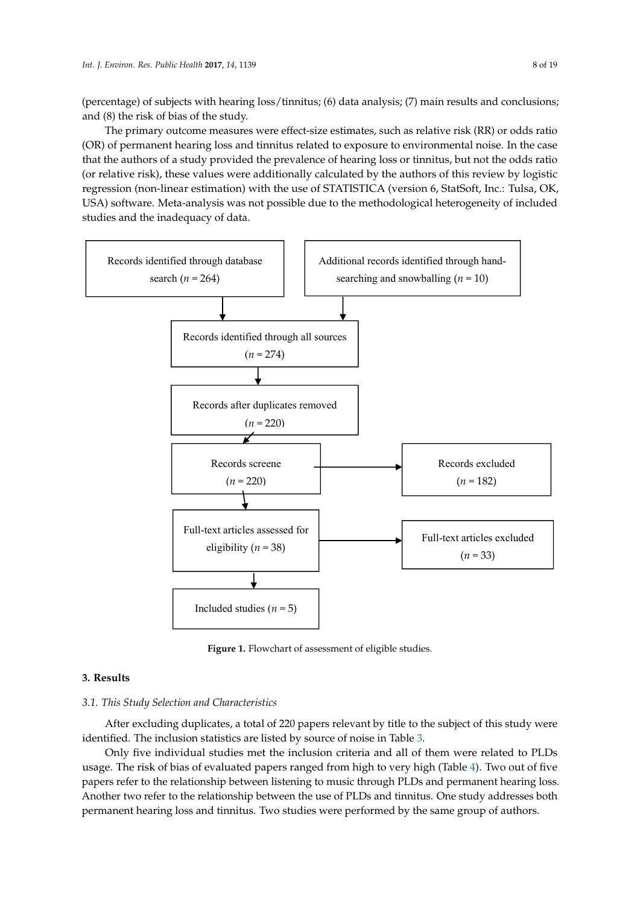(percentage) of subjects with hearing loss/tinnitus; (6) data analysis; (7) main results and conclusions; and (8) the risk of bias of the study.

The primary outcome measures were effect-size estimates, such as relative risk (RR) or odds ratio (OR) of permanent hearing loss and tinnitus related to exposure to environmental noise. In the case that the authors of a study provided the prevalence of hearing loss or tinnitus, but not the odds ratio (or relative risk), these values were additionally calculated by the authors of this review by logistic regression (non-linear estimation) with the use of STATISTICA (version 6, StatSoft, Inc.: Tulsa, OK, USA) software. Meta-analysis was not possible due to the methodological heterogeneity of included studies and the inadequacy of data.

Records identified through database search ($n$ = 264)

Additional records identified through hand-searching and snowballing ($n$ = 10)

Records identified through all sources ($n$ = 274)

Records after duplicates removed ($n$ = 220)

Records screene ($n$ = 220)

Records excluded ($n$ = 182)

Full-text articles assessed for eligibility ($n$ = 38)

Full-text articles excluded ($n$ = 33)

Included studies ($n$ = 5)

**Figure 1.** Flowchart of assessment of eligible studies.

## 3. Results

### *3.1. This Study Selection and Characteristics*

After excluding duplicates, a total of 220 papers relevant by title to the subject of this study were identified. The inclusion statistics are listed by source of noise in Table 3.

Only five individual studies met the inclusion criteria and all of them were related to PLDs usage. The risk of bias of evaluated papers ranged from high to very high (Table 4). Two out of five papers refer to the relationship between listening to music through PLDs and permanent hearing loss. Another two refer to the relationship between the use of PLDs and tinnitus. One study addresses both permanent hearing loss and tinnitus. Two studies were performed by the same group of authors.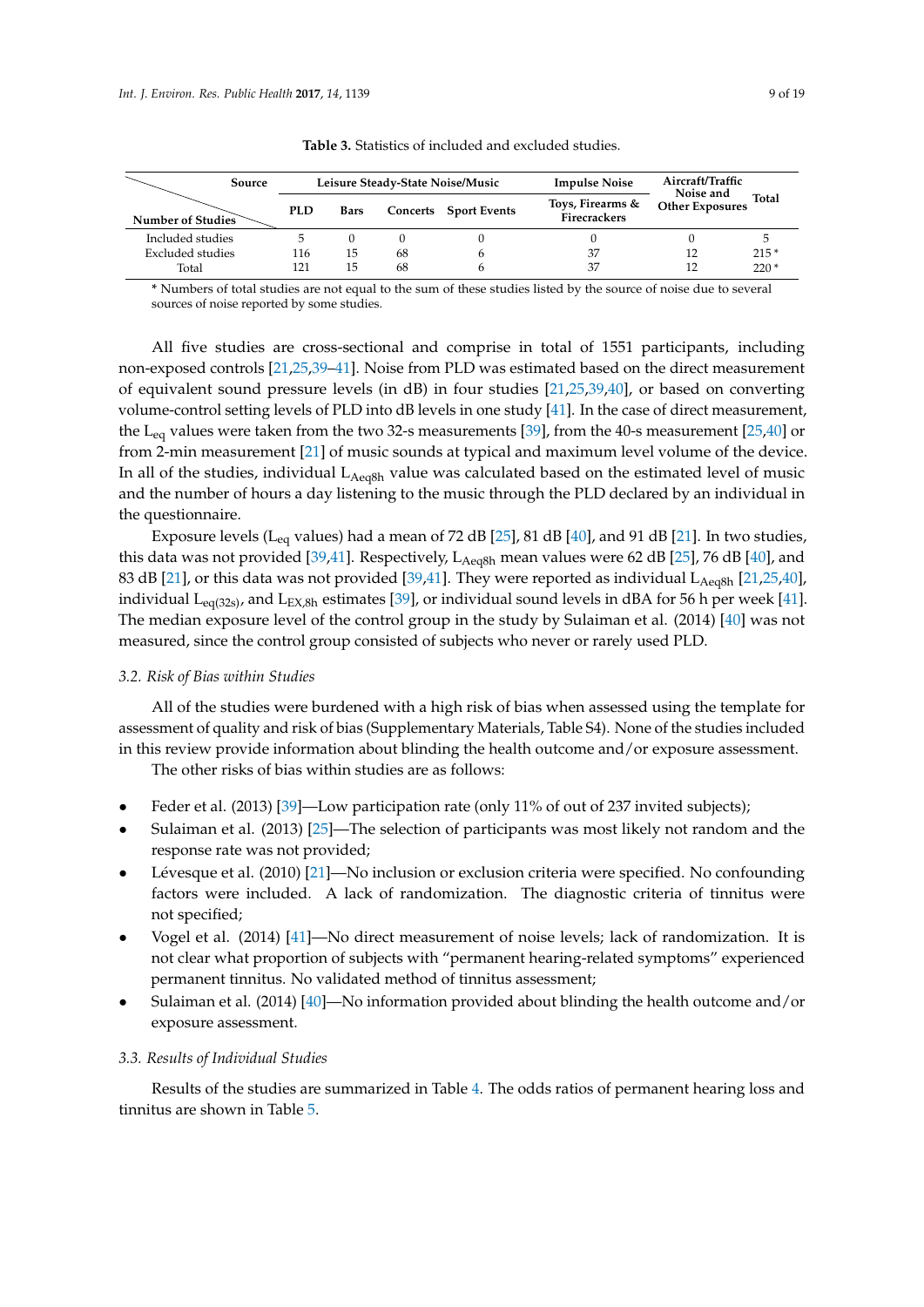**Table 3.** Statistics of included and excluded studies.

| Source / Number of Studies | Leisure Steady-State Noise/Music | | | | Impulse Noise | Aircraft/Traffic Noise and Other Exposures | Total |
|---|---|---|---|---|---|---|---|
| | PLD | Bars | Concerts | Sport Events | Toys, Firearms & Firecrackers | | |
| Included studies | 5 | 0 | 0 | 0 | 0 | 0 | 5 |
| Excluded studies | 116 | 15 | 68 | 6 | 37 | 12 | 215 * |
| Total | 121 | 15 | 68 | 6 | 37 | 12 | 220 * |

* Numbers of total studies are not equal to the sum of these studies listed by the source of noise due to several sources of noise reported by some studies.

All five studies are cross-sectional and comprise in total of 1551 participants, including non-exposed controls [21,25,39–41]. Noise from PLD was estimated based on the direct measurement of equivalent sound pressure levels (in dB) in four studies [21,25,39,40], or based on converting volume-control setting levels of PLD into dB levels in one study [41]. In the case of direct measurement, the $L_{eq}$ values were taken from the two 32-s measurements [39], from the 40-s measurement [25,40] or from 2-min measurement [21] of music sounds at typical and maximum level volume of the device. In all of the studies, individual $L_{Aeq8h}$ value was calculated based on the estimated level of music and the number of hours a day listening to the music through the PLD declared by an individual in the questionnaire.

Exposure levels ($L_{eq}$ values) had a mean of 72 dB [25], 81 dB [40], and 91 dB [21]. In two studies, this data was not provided [39,41]. Respectively, $L_{Aeq8h}$ mean values were 62 dB [25], 76 dB [40], and 83 dB [21], or this data was not provided [39,41]. They were reported as individual $L_{Aeq8h}$ [21,25,40], individual $L_{eq(32s)}$, and $L_{EX,8h}$ estimates [39], or individual sound levels in dBA for 56 h per week [41]. The median exposure level of the control group in the study by Sulaiman et al. (2014) [40] was not measured, since the control group consisted of subjects who never or rarely used PLD.

### *3.2. Risk of Bias within Studies*

All of the studies were burdened with a high risk of bias when assessed using the template for assessment of quality and risk of bias (Supplementary Materials, Table S4). None of the studies included in this review provide information about blinding the health outcome and/or exposure assessment.

The other risks of bias within studies are as follows:

- Feder et al. (2013) [39]—Low participation rate (only 11% of out of 237 invited subjects);
- Sulaiman et al. (2013) [25]—The selection of participants was most likely not random and the response rate was not provided;
- Lévesque et al. (2010) [21]—No inclusion or exclusion criteria were specified. No confounding factors were included. A lack of randomization. The diagnostic criteria of tinnitus were not specified;
- Vogel et al. (2014) [41]—No direct measurement of noise levels; lack of randomization. It is not clear what proportion of subjects with "permanent hearing-related symptoms" experienced permanent tinnitus. No validated method of tinnitus assessment;
- Sulaiman et al. (2014) [40]—No information provided about blinding the health outcome and/or exposure assessment.

### *3.3. Results of Individual Studies*

Results of the studies are summarized in Table 4. The odds ratios of permanent hearing loss and tinnitus are shown in Table 5.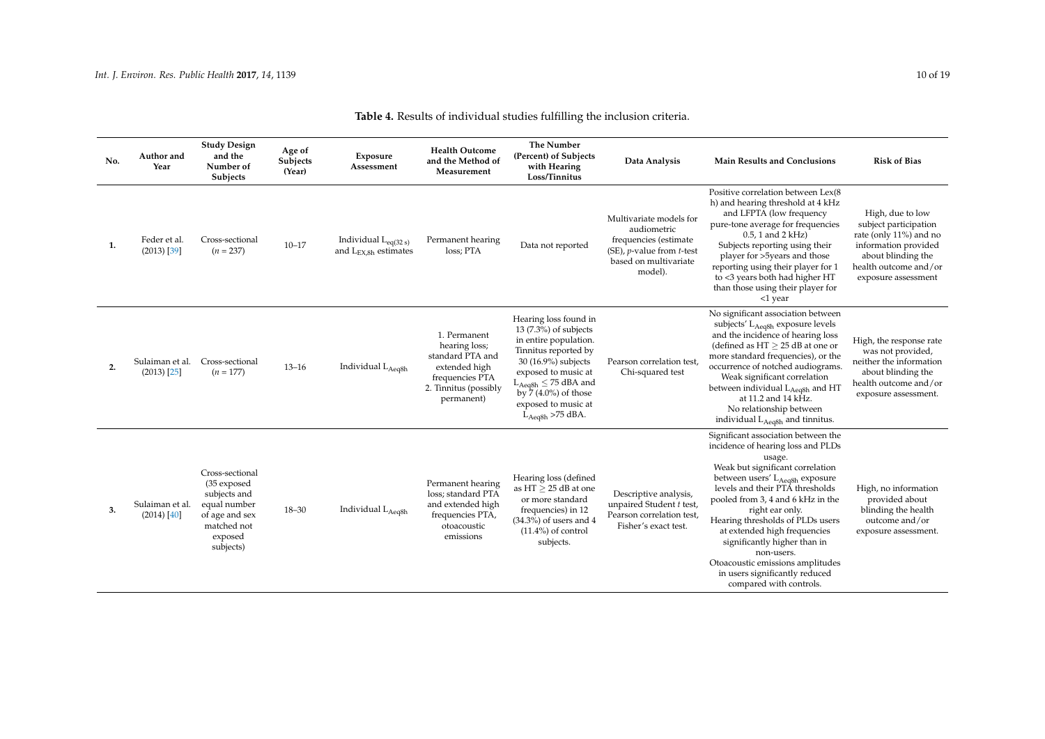**Table 4.** Results of individual studies fulfilling the inclusion criteria.

| No. | Author and Year | Study Design and the Number of Subjects | Age of Subjects (Year) | Exposure Assessment | Health Outcome and the Method of Measurement | The Number (Percent) of Subjects with Hearing Loss/Tinnitus | Data Analysis | Main Results and Conclusions | Risk of Bias |
|---|---|---|---|---|---|---|---|---|---|
| 1. | Feder et al. (2013) [39] | Cross-sectional ($n$ = 237) | 10–17 | Individual $L_{eq(32\,s)}$ and $L_{EX,8h}$ estimates | Permanent hearing loss; PTA | Data not reported | Multivariate models for audiometric frequencies (estimate (SE), $p$-value from $t$-test based on multivariate model). | Positive correlation between Lex(8 h) and hearing threshold at 4 kHz and LFPTA (low frequency pure-tone average for frequencies 0.5, 1 and 2 kHz) Subjects reporting using their player for >5years and those reporting using their player for 1 to <3 years both had higher HT than those using their player for <1 year | High, due to low subject participation rate (only 11%) and no information provided about blinding the health outcome and/or exposure assessment |
| 2. | Sulaiman et al. (2013) [25] | Cross-sectional ($n$ = 177) | 13–16 | Individual $L_{Aeq8h}$ | 1. Permanent hearing loss; standard PTA and extended high frequencies PTA 2. Tinnitus (possibly permanent) | Hearing loss found in 13 (7.3%) of subjects in entire population. Tinnitus reported by 30 (16.9%) subjects exposed to music at $L_{Aeq8h} \leq 75$ dBA and by 7 (4.0%) of those exposed to music at $L_{Aeq8h}$ >75 dBA. | Pearson correlation test, Chi-squared test | No significant association between subjects' $L_{Aeq8h}$ exposure levels and the incidence of hearing loss (defined as HT $\geq$ 25 dB at one or more standard frequencies), or the occurrence of notched audiograms. Weak significant correlation between individual $L_{Aeq8h}$ and HT at 11.2 and 14 kHz. No relationship between individual $L_{Aeq8h}$ and tinnitus. | High, the response rate was not provided, neither the information about blinding the health outcome and/or exposure assessment. |
| 3. | Sulaiman et al. (2014) [40] | Cross-sectional (35 exposed subjects and equal number of age and sex matched not exposed subjects) | 18–30 | Individual $L_{Aeq8h}$ | Permanent hearing loss; standard PTA and extended high frequencies PTA, otoacoustic emissions | Hearing loss (defined as HT $\geq$ 25 dB at one or more standard frequencies) in 12 (34.3%) of users and 4 (11.4%) of control subjects. | Descriptive analysis, unpaired Student $t$ test, Pearson correlation test, Fisher's exact test. | Significant association between the incidence of hearing loss and PLDs usage. Weak but significant correlation between users' $L_{Aeq8h}$ exposure levels and their PTA thresholds pooled from 3, 4 and 6 kHz in the right ear only. Hearing thresholds of PLDs users at extended high frequencies significantly higher than in non-users. Otoacoustic emissions amplitudes in users significantly reduced compared with controls. | High, no information provided about blinding the health outcome and/or exposure assessment. |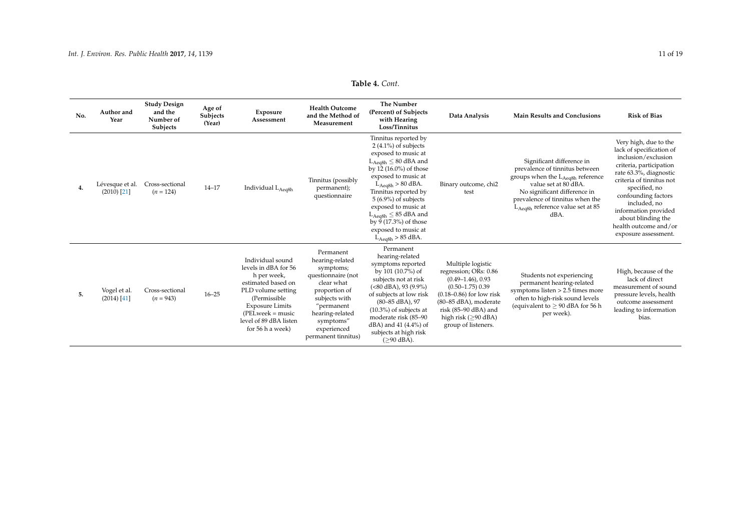**Table 4.** *Cont.*

| No. | Author and Year | Study Design and the Number of Subjects | Age of Subjects (Year) | Exposure Assessment | Health Outcome and the Method of Measurement | The Number (Percent) of Subjects with Hearing Loss/Tinnitus | Data Analysis | Main Results and Conclusions | Risk of Bias |
|---|---|---|---|---|---|---|---|---|---|
| **4.** | Lévesque et al. (2010) [21] | Cross-sectional ($n$ = 124) | 14–17 | Individual $L_{Aeq8h}$ | Tinnitus (possibly permanent); questionnaire | Tinnitus reported by 2 (4.1%) of subjects exposed to music at $L_{Aeq8h} \leq 80$ dBA and by 12 (16.0%) of those exposed to music at $L_{Aeq8h} > 80$ dBA. Tinnitus reported by 5 (6.9%) of subjects exposed to music at $L_{Aeq8h} \leq 85$ dBA and by 9 (17.3%) of those exposed to music at $L_{Aeq8h} > 85$ dBA. | Binary outcome, chi2 test | Significant difference in prevalence of tinnitus between groups when the $L_{Aeq8h}$ reference value set at 80 dBA. No significant difference in prevalence of tinnitus when the $L_{Aeq8h}$ reference value set at 85 dBA. | Very high, due to the lack of specification of inclusion/exclusion criteria, participation rate 63.3%, diagnostic criteria of tinnitus not specified, no confounding factors included, no information provided about blinding the health outcome and/or exposure assessment. |
| **5.** | Vogel et al. (2014) [41] | Cross-sectional ($n$ = 943) | 16–25 | Individual sound levels in dBA for 56 h per week, estimated based on PLD volume setting (Permissible Exposure Limits (PELweek = music level of 89 dBA listen for 56 h a week) | Permanent hearing-related symptoms; questionnaire (not clear what proportion of subjects with "permanent hearing-related symptoms" experienced permanent tinnitus) | Permanent hearing-related symptoms reported by 101 (10.7%) of subjects not at risk (<80 dBA), 93 (9.9%) of subjects at low risk (80–85 dBA), 97 (10.3%) of subjects at moderate risk (85–90 dBA) and 41 (4.4%) of subjects at high risk (≥90 dBA). | Multiple logistic regression; ORs: 0.86 (0.49–1.46), 0.93 (0.50–1.75) 0.39 (0.18–0.86) for low risk (80–85 dBA), moderate risk (85–90 dBA) and high risk (≥90 dBA) group of listeners. | Students not experiencing permanent hearing-related symptoms listen > 2.5 times more often to high-risk sound levels (equivalent to ≥ 90 dBA for 56 h per week). | High, because of the lack of direct measurement of sound pressure levels, health outcome assessment leading to information bias. |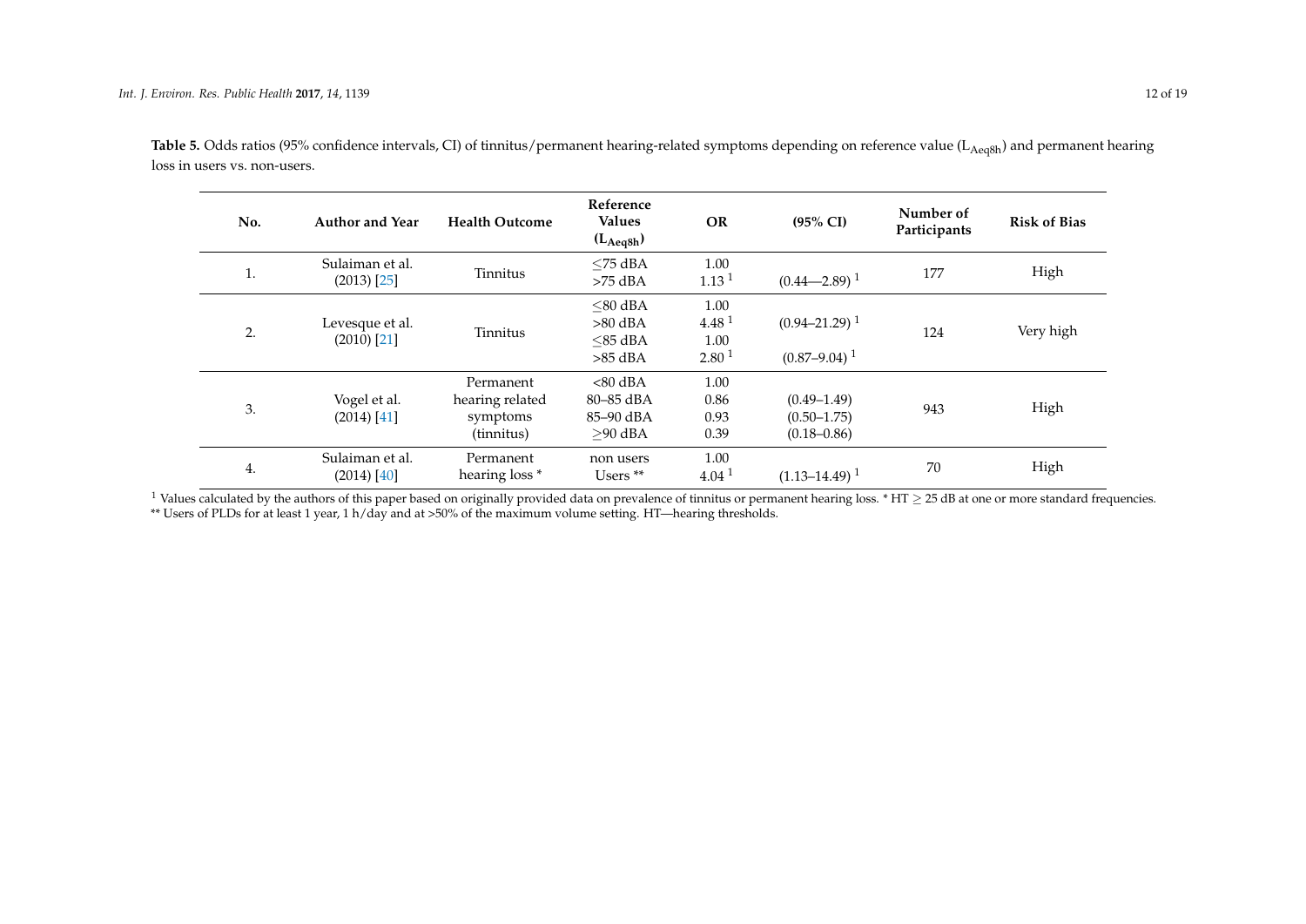**Table 5.** Odds ratios (95% confidence intervals, CI) of tinnitus/permanent hearing-related symptoms depending on reference value ($L_{Aeq8h}$) and permanent hearing loss in users vs. non-users.

| No. | Author and Year | Health Outcome | Reference Values ($L_{Aeq8h}$) | OR | (95% CI) | Number of Participants | Risk of Bias |
|---|---|---|---|---|---|---|---|
| 1. | Sulaiman et al. (2013) [25] | Tinnitus | ≤75 dBA<br>>75 dBA | 1.00<br>1.13 [1] | <br>(0.44—2.89) [1] | 177 | High |
| 2. | Levesque et al. (2010) [21] | Tinnitus | ≤80 dBA<br>>80 dBA<br>≤85 dBA<br>>85 dBA | 1.00<br>4.48 [1]<br>1.00<br>2.80 [1] | <br>(0.94–21.29) [1]<br><br>(0.87–9.04) [1] | 124 | Very high |
| 3. | Vogel et al. (2014) [41] | Permanent hearing related symptoms (tinnitus) | <80 dBA<br>80–85 dBA<br>85–90 dBA<br>≥90 dBA | 1.00<br>0.86<br>0.93<br>0.39 | <br>(0.49–1.49)<br>(0.50–1.75)<br>(0.18–0.86) | 943 | High |
| 4. | Sulaiman et al. (2014) [40] | Permanent hearing loss * | non users<br>Users ** | 1.00<br>4.04 [1] | <br>(1.13–14.49) [1] | 70 | High |

[1] Values calculated by the authors of this paper based on originally provided data on prevalence of tinnitus or permanent hearing loss. * HT ≥ 25 dB at one or more standard frequencies. ** Users of PLDs for at least 1 year, 1 h/day and at >50% of the maximum volume setting. HT—hearing thresholds.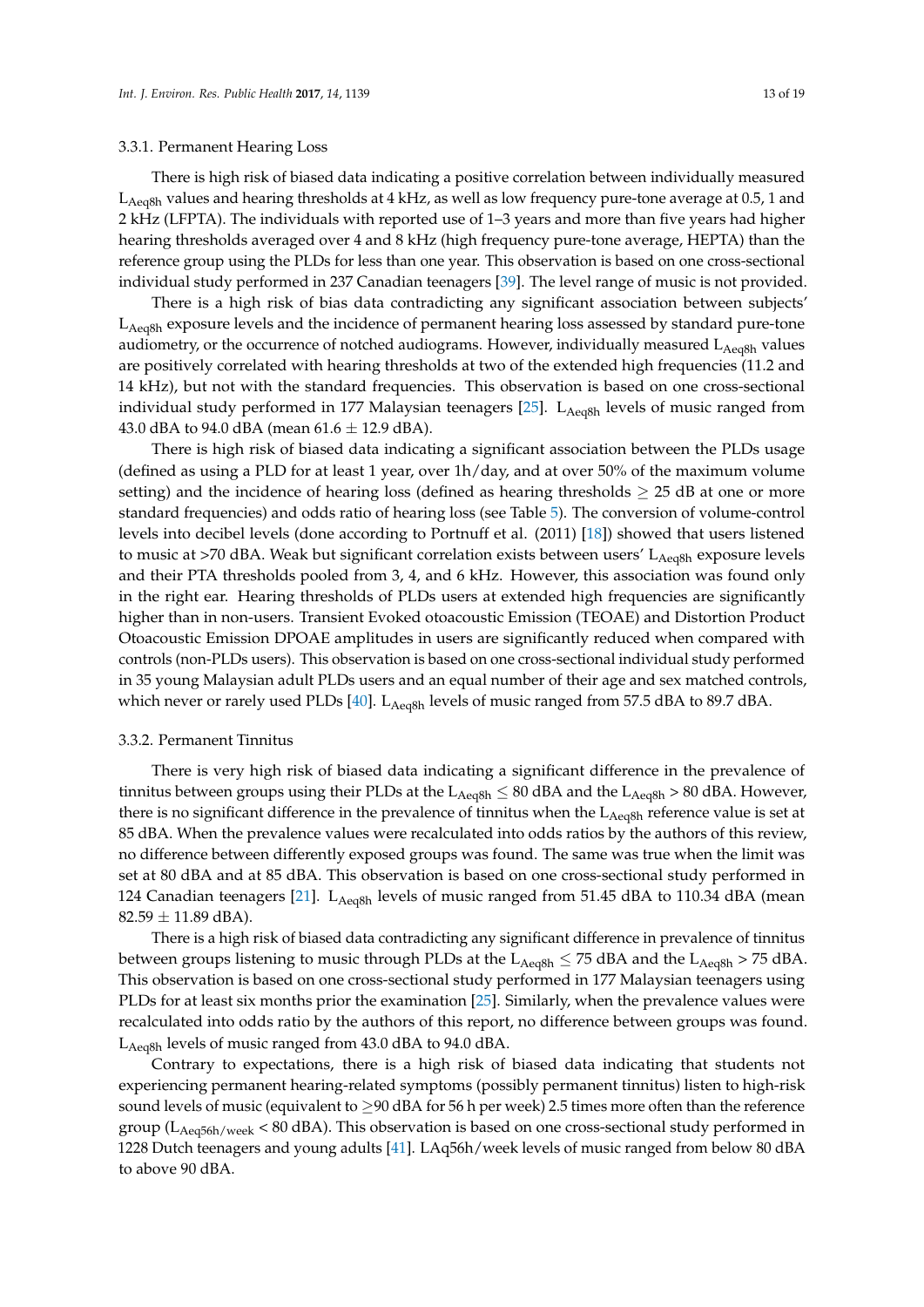#### 3.3.1. Permanent Hearing Loss

There is high risk of biased data indicating a positive correlation between individually measured $L_{Aeq8h}$ values and hearing thresholds at 4 kHz, as well as low frequency pure-tone average at 0.5, 1 and 2 kHz (LFPTA). The individuals with reported use of 1–3 years and more than five years had higher hearing thresholds averaged over 4 and 8 kHz (high frequency pure-tone average, HEPTA) than the reference group using the PLDs for less than one year. This observation is based on one cross-sectional individual study performed in 237 Canadian teenagers [39]. The level range of music is not provided.

There is a high risk of bias data contradicting any significant association between subjects' $L_{Aeq8h}$ exposure levels and the incidence of permanent hearing loss assessed by standard pure-tone audiometry, or the occurrence of notched audiograms. However, individually measured $L_{Aeq8h}$ values are positively correlated with hearing thresholds at two of the extended high frequencies (11.2 and 14 kHz), but not with the standard frequencies. This observation is based on one cross-sectional individual study performed in 177 Malaysian teenagers [25]. $L_{Aeq8h}$ levels of music ranged from 43.0 dBA to 94.0 dBA (mean $61.6 \pm 12.9$ dBA).

There is high risk of biased data indicating a significant association between the PLDs usage (defined as using a PLD for at least 1 year, over 1h/day, and at over 50% of the maximum volume setting) and the incidence of hearing loss (defined as hearing thresholds $\geq 25$ dB at one or more standard frequencies) and odds ratio of hearing loss (see Table 5). The conversion of volume-control levels into decibel levels (done according to Portnuff et al. (2011) [18]) showed that users listened to music at >70 dBA. Weak but significant correlation exists between users' $L_{Aeq8h}$ exposure levels and their PTA thresholds pooled from 3, 4, and 6 kHz. However, this association was found only in the right ear. Hearing thresholds of PLDs users at extended high frequencies are significantly higher than in non-users. Transient Evoked otoacoustic Emission (TEOAE) and Distortion Product Otoacoustic Emission DPOAE amplitudes in users are significantly reduced when compared with controls (non-PLDs users). This observation is based on one cross-sectional individual study performed in 35 young Malaysian adult PLDs users and an equal number of their age and sex matched controls, which never or rarely used PLDs [40]. $L_{Aeq8h}$ levels of music ranged from 57.5 dBA to 89.7 dBA.

#### 3.3.2. Permanent Tinnitus

There is very high risk of biased data indicating a significant difference in the prevalence of tinnitus between groups using their PLDs at the $L_{Aeq8h} \leq 80$ dBA and the $L_{Aeq8h} > 80$ dBA. However, there is no significant difference in the prevalence of tinnitus when the $L_{Aeq8h}$ reference value is set at 85 dBA. When the prevalence values were recalculated into odds ratios by the authors of this review, no difference between differently exposed groups was found. The same was true when the limit was set at 80 dBA and at 85 dBA. This observation is based on one cross-sectional study performed in 124 Canadian teenagers [21]. $L_{Aeq8h}$ levels of music ranged from 51.45 dBA to 110.34 dBA (mean $82.59 \pm 11.89$ dBA).

There is a high risk of biased data contradicting any significant difference in prevalence of tinnitus between groups listening to music through PLDs at the $L_{Aeq8h} \leq 75$ dBA and the $L_{Aeq8h} > 75$ dBA. This observation is based on one cross-sectional study performed in 177 Malaysian teenagers using PLDs for at least six months prior the examination [25]. Similarly, when the prevalence values were recalculated into odds ratio by the authors of this report, no difference between groups was found. $L_{Aeq8h}$ levels of music ranged from 43.0 dBA to 94.0 dBA.

Contrary to expectations, there is a high risk of biased data indicating that students not experiencing permanent hearing-related symptoms (possibly permanent tinnitus) listen to high-risk sound levels of music (equivalent to $\geq$90 dBA for 56 h per week) 2.5 times more often than the reference group ($L_{Aeq56h/week} < 80$ dBA). This observation is based on one cross-sectional study performed in 1228 Dutch teenagers and young adults [41]. LAq56h/week levels of music ranged from below 80 dBA to above 90 dBA.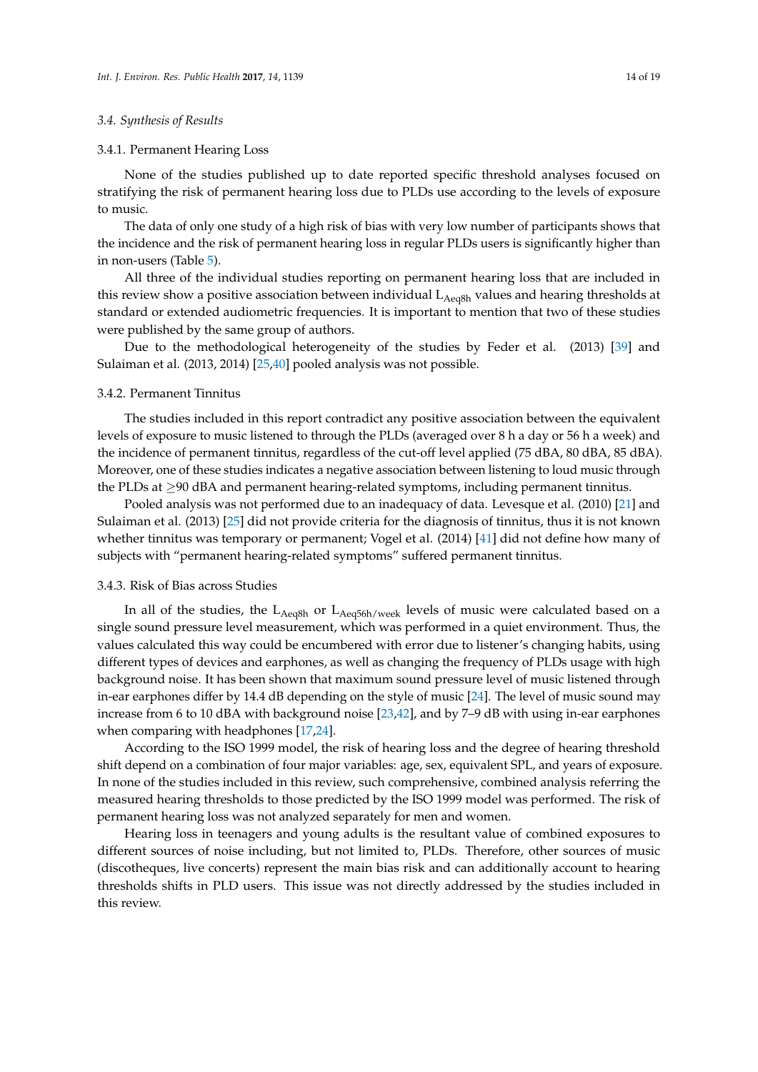### 3.4. Synthesis of Results

#### 3.4.1. Permanent Hearing Loss

None of the studies published up to date reported specific threshold analyses focused on stratifying the risk of permanent hearing loss due to PLDs use according to the levels of exposure to music.

The data of only one study of a high risk of bias with very low number of participants shows that the incidence and the risk of permanent hearing loss in regular PLDs users is significantly higher than in non-users (Table 5).

All three of the individual studies reporting on permanent hearing loss that are included in this review show a positive association between individual $L_{Aeq8h}$ values and hearing thresholds at standard or extended audiometric frequencies. It is important to mention that two of these studies were published by the same group of authors.

Due to the methodological heterogeneity of the studies by Feder et al. (2013) [39] and Sulaiman et al. (2013, 2014) [25,40] pooled analysis was not possible.

#### 3.4.2. Permanent Tinnitus

The studies included in this report contradict any positive association between the equivalent levels of exposure to music listened to through the PLDs (averaged over 8 h a day or 56 h a week) and the incidence of permanent tinnitus, regardless of the cut-off level applied (75 dBA, 80 dBA, 85 dBA). Moreover, one of these studies indicates a negative association between listening to loud music through the PLDs at ≥90 dBA and permanent hearing-related symptoms, including permanent tinnitus.

Pooled analysis was not performed due to an inadequacy of data. Levesque et al. (2010) [21] and Sulaiman et al. (2013) [25] did not provide criteria for the diagnosis of tinnitus, thus it is not known whether tinnitus was temporary or permanent; Vogel et al. (2014) [41] did not define how many of subjects with "permanent hearing-related symptoms" suffered permanent tinnitus.

#### 3.4.3. Risk of Bias across Studies

In all of the studies, the $L_{Aeq8h}$ or $L_{Aeq56h/week}$ levels of music were calculated based on a single sound pressure level measurement, which was performed in a quiet environment. Thus, the values calculated this way could be encumbered with error due to listener's changing habits, using different types of devices and earphones, as well as changing the frequency of PLDs usage with high background noise. It has been shown that maximum sound pressure level of music listened through in-ear earphones differ by 14.4 dB depending on the style of music [24]. The level of music sound may increase from 6 to 10 dBA with background noise [23,42], and by 7–9 dB with using in-ear earphones when comparing with headphones [17,24].

According to the ISO 1999 model, the risk of hearing loss and the degree of hearing threshold shift depend on a combination of four major variables: age, sex, equivalent SPL, and years of exposure. In none of the studies included in this review, such comprehensive, combined analysis referring the measured hearing thresholds to those predicted by the ISO 1999 model was performed. The risk of permanent hearing loss was not analyzed separately for men and women.

Hearing loss in teenagers and young adults is the resultant value of combined exposures to different sources of noise including, but not limited to, PLDs. Therefore, other sources of music (discotheques, live concerts) represent the main bias risk and can additionally account to hearing thresholds shifts in PLD users. This issue was not directly addressed by the studies included in this review.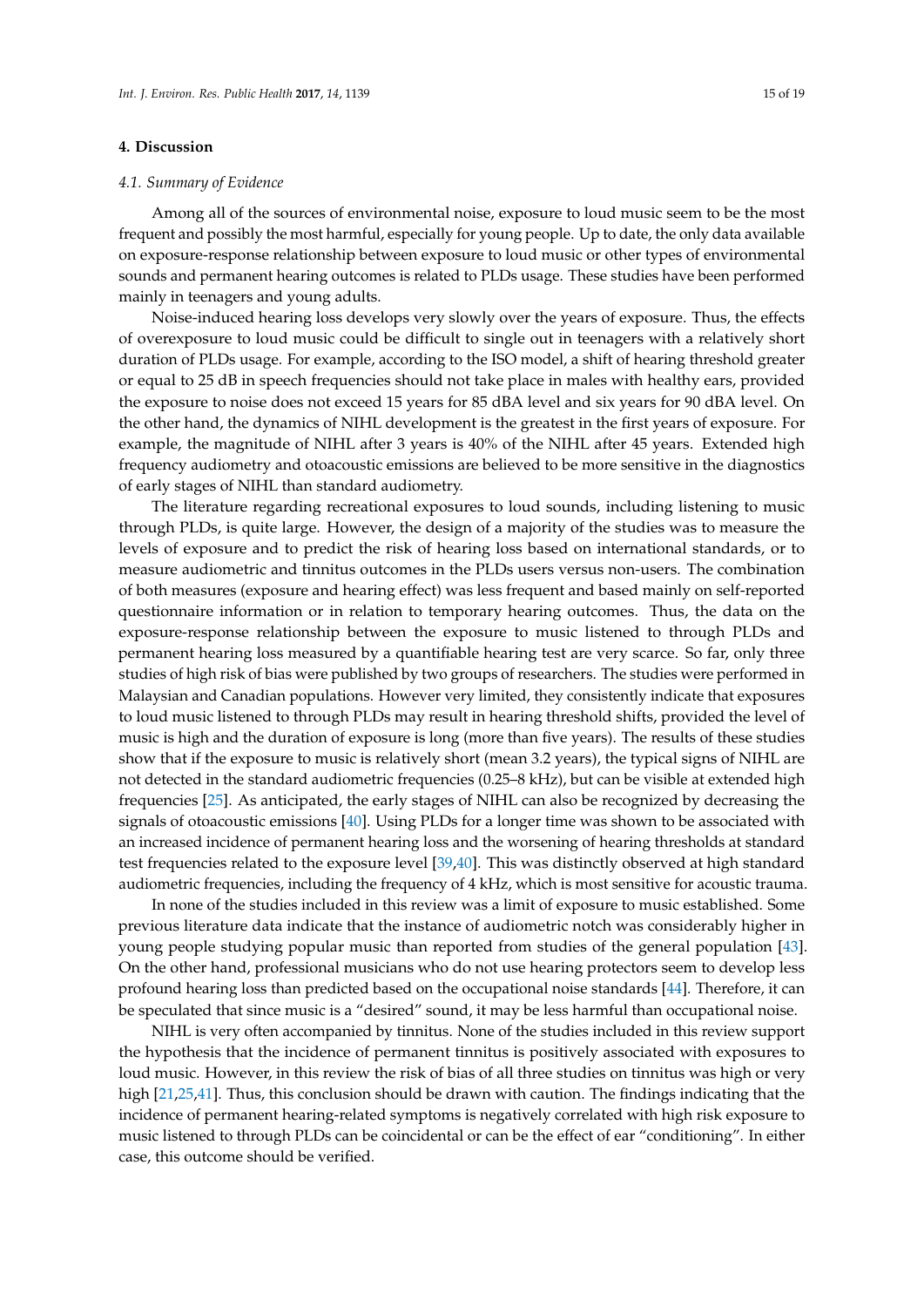## 4. Discussion

### *4.1. Summary of Evidence*

Among all of the sources of environmental noise, exposure to loud music seem to be the most frequent and possibly the most harmful, especially for young people. Up to date, the only data available on exposure-response relationship between exposure to loud music or other types of environmental sounds and permanent hearing outcomes is related to PLDs usage. These studies have been performed mainly in teenagers and young adults.

Noise-induced hearing loss develops very slowly over the years of exposure. Thus, the effects of overexposure to loud music could be difficult to single out in teenagers with a relatively short duration of PLDs usage. For example, according to the ISO model, a shift of hearing threshold greater or equal to 25 dB in speech frequencies should not take place in males with healthy ears, provided the exposure to noise does not exceed 15 years for 85 dBA level and six years for 90 dBA level. On the other hand, the dynamics of NIHL development is the greatest in the first years of exposure. For example, the magnitude of NIHL after 3 years is 40% of the NIHL after 45 years. Extended high frequency audiometry and otoacoustic emissions are believed to be more sensitive in the diagnostics of early stages of NIHL than standard audiometry.

The literature regarding recreational exposures to loud sounds, including listening to music through PLDs, is quite large. However, the design of a majority of the studies was to measure the levels of exposure and to predict the risk of hearing loss based on international standards, or to measure audiometric and tinnitus outcomes in the PLDs users versus non-users. The combination of both measures (exposure and hearing effect) was less frequent and based mainly on self-reported questionnaire information or in relation to temporary hearing outcomes. Thus, the data on the exposure-response relationship between the exposure to music listened to through PLDs and permanent hearing loss measured by a quantifiable hearing test are very scarce. So far, only three studies of high risk of bias were published by two groups of researchers. The studies were performed in Malaysian and Canadian populations. However very limited, they consistently indicate that exposures to loud music listened to through PLDs may result in hearing threshold shifts, provided the level of music is high and the duration of exposure is long (more than five years). The results of these studies show that if the exposure to music is relatively short (mean 3.2 years), the typical signs of NIHL are not detected in the standard audiometric frequencies (0.25–8 kHz), but can be visible at extended high frequencies [25]. As anticipated, the early stages of NIHL can also be recognized by decreasing the signals of otoacoustic emissions [40]. Using PLDs for a longer time was shown to be associated with an increased incidence of permanent hearing loss and the worsening of hearing thresholds at standard test frequencies related to the exposure level [39,40]. This was distinctly observed at high standard audiometric frequencies, including the frequency of 4 kHz, which is most sensitive for acoustic trauma.

In none of the studies included in this review was a limit of exposure to music established. Some previous literature data indicate that the instance of audiometric notch was considerably higher in young people studying popular music than reported from studies of the general population [43]. On the other hand, professional musicians who do not use hearing protectors seem to develop less profound hearing loss than predicted based on the occupational noise standards [44]. Therefore, it can be speculated that since music is a "desired" sound, it may be less harmful than occupational noise.

NIHL is very often accompanied by tinnitus. None of the studies included in this review support the hypothesis that the incidence of permanent tinnitus is positively associated with exposures to loud music. However, in this review the risk of bias of all three studies on tinnitus was high or very high [21,25,41]. Thus, this conclusion should be drawn with caution. The findings indicating that the incidence of permanent hearing-related symptoms is negatively correlated with high risk exposure to music listened to through PLDs can be coincidental or can be the effect of ear "conditioning". In either case, this outcome should be verified.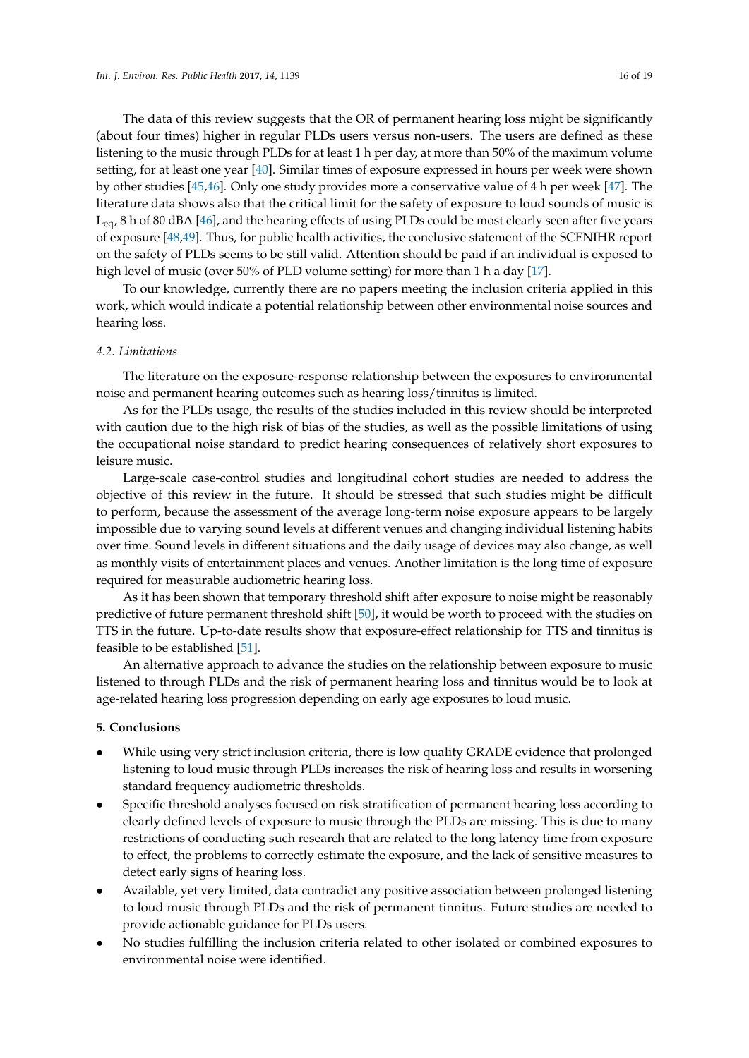The data of this review suggests that the OR of permanent hearing loss might be significantly (about four times) higher in regular PLDs users versus non-users. The users are defined as these listening to the music through PLDs for at least 1 h per day, at more than 50% of the maximum volume setting, for at least one year [40]. Similar times of exposure expressed in hours per week were shown by other studies [45,46]. Only one study provides more a conservative value of 4 h per week [47]. The literature data shows also that the critical limit for the safety of exposure to loud sounds of music is $L_{eq}$, 8 h of 80 dBA [46], and the hearing effects of using PLDs could be most clearly seen after five years of exposure [48,49]. Thus, for public health activities, the conclusive statement of the SCENIHR report on the safety of PLDs seems to be still valid. Attention should be paid if an individual is exposed to high level of music (over 50% of PLD volume setting) for more than 1 h a day [17].

To our knowledge, currently there are no papers meeting the inclusion criteria applied in this work, which would indicate a potential relationship between other environmental noise sources and hearing loss.

### 4.2. Limitations

The literature on the exposure-response relationship between the exposures to environmental noise and permanent hearing outcomes such as hearing loss/tinnitus is limited.

As for the PLDs usage, the results of the studies included in this review should be interpreted with caution due to the high risk of bias of the studies, as well as the possible limitations of using the occupational noise standard to predict hearing consequences of relatively short exposures to leisure music.

Large-scale case-control studies and longitudinal cohort studies are needed to address the objective of this review in the future. It should be stressed that such studies might be difficult to perform, because the assessment of the average long-term noise exposure appears to be largely impossible due to varying sound levels at different venues and changing individual listening habits over time. Sound levels in different situations and the daily usage of devices may also change, as well as monthly visits of entertainment places and venues. Another limitation is the long time of exposure required for measurable audiometric hearing loss.

As it has been shown that temporary threshold shift after exposure to noise might be reasonably predictive of future permanent threshold shift [50], it would be worth to proceed with the studies on TTS in the future. Up-to-date results show that exposure-effect relationship for TTS and tinnitus is feasible to be established [51].

An alternative approach to advance the studies on the relationship between exposure to music listened to through PLDs and the risk of permanent hearing loss and tinnitus would be to look at age-related hearing loss progression depending on early age exposures to loud music.

## 5. Conclusions

- While using very strict inclusion criteria, there is low quality GRADE evidence that prolonged listening to loud music through PLDs increases the risk of hearing loss and results in worsening standard frequency audiometric thresholds.
- Specific threshold analyses focused on risk stratification of permanent hearing loss according to clearly defined levels of exposure to music through the PLDs are missing. This is due to many restrictions of conducting such research that are related to the long latency time from exposure to effect, the problems to correctly estimate the exposure, and the lack of sensitive measures to detect early signs of hearing loss.
- Available, yet very limited, data contradict any positive association between prolonged listening to loud music through PLDs and the risk of permanent tinnitus. Future studies are needed to provide actionable guidance for PLDs users.
- No studies fulfilling the inclusion criteria related to other isolated or combined exposures to environmental noise were identified.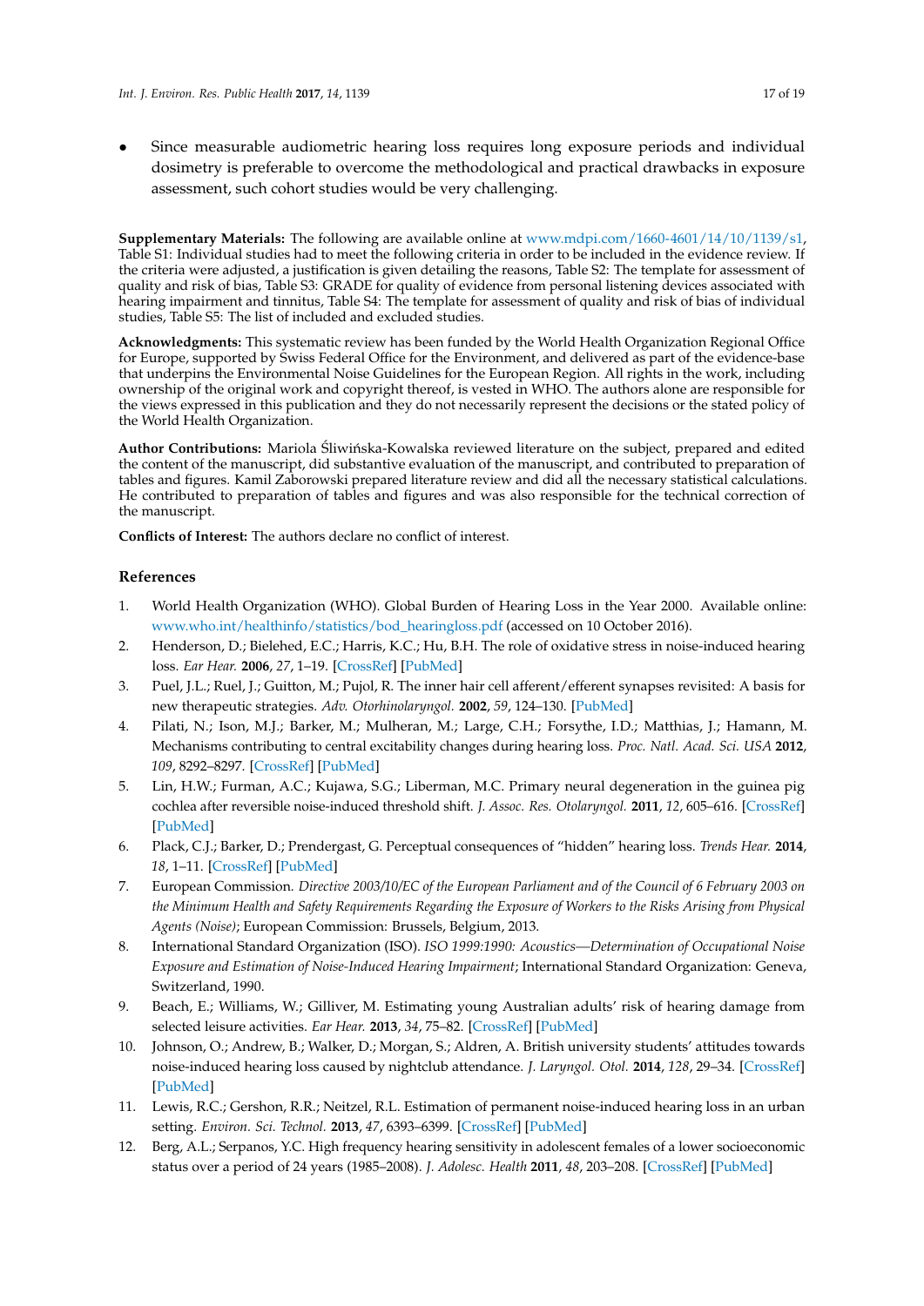- Since measurable audiometric hearing loss requires long exposure periods and individual dosimetry is preferable to overcome the methodological and practical drawbacks in exposure assessment, such cohort studies would be very challenging.

**Supplementary Materials:** The following are available online at www.mdpi.com/1660-4601/14/10/1139/s1, Table S1: Individual studies had to meet the following criteria in order to be included in the evidence review. If the criteria were adjusted, a justification is given detailing the reasons, Table S2: The template for assessment of quality and risk of bias, Table S3: GRADE for quality of evidence from personal listening devices associated with hearing impairment and tinnitus, Table S4: The template for assessment of quality and risk of bias of individual studies, Table S5: The list of included and excluded studies.

**Acknowledgments:** This systematic review has been funded by the World Health Organization Regional Office for Europe, supported by Swiss Federal Office for the Environment, and delivered as part of the evidence-base that underpins the Environmental Noise Guidelines for the European Region. All rights in the work, including ownership of the original work and copyright thereof, is vested in WHO. The authors alone are responsible for the views expressed in this publication and they do not necessarily represent the decisions or the stated policy of the World Health Organization.

**Author Contributions:** Mariola Śliwińska-Kowalska reviewed literature on the subject, prepared and edited the content of the manuscript, did substantive evaluation of the manuscript, and contributed to preparation of tables and figures. Kamil Zaborowski prepared literature review and did all the necessary statistical calculations. He contributed to preparation of tables and figures and was also responsible for the technical correction of the manuscript.

**Conflicts of Interest:** The authors declare no conflict of interest.

## References

1. World Health Organization (WHO). Global Burden of Hearing Loss in the Year 2000. Available online: www.who.int/healthinfo/statistics/bod_hearingloss.pdf (accessed on 10 October 2016).
2. Henderson, D.; Bielehed, E.C.; Harris, K.C.; Hu, B.H. The role of oxidative stress in noise-induced hearing loss. *Ear Hear.* **2006**, *27*, 1–19. [CrossRef] [PubMed]
3. Puel, J.L.; Ruel, J.; Guitton, M.; Pujol, R. The inner hair cell afferent/efferent synapses revisited: A basis for new therapeutic strategies. *Adv. Otorhinolaryngol.* **2002**, *59*, 124–130. [PubMed]
4. Pilati, N.; Ison, M.J.; Barker, M.; Mulheran, M.; Large, C.H.; Forsythe, I.D.; Matthias, J.; Hamann, M. Mechanisms contributing to central excitability changes during hearing loss. *Proc. Natl. Acad. Sci. USA* **2012**, *109*, 8292–8297. [CrossRef] [PubMed]
5. Lin, H.W.; Furman, A.C.; Kujawa, S.G.; Liberman, M.C. Primary neural degeneration in the guinea pig cochlea after reversible noise-induced threshold shift. *J. Assoc. Res. Otolaryngol.* **2011**, *12*, 605–616. [CrossRef] [PubMed]
6. Plack, C.J.; Barker, D.; Prendergast, G. Perceptual consequences of "hidden" hearing loss. *Trends Hear.* **2014**, *18*, 1–11. [CrossRef] [PubMed]
7. European Commission. *Directive 2003/10/EC of the European Parliament and of the Council of 6 February 2003 on the Minimum Health and Safety Requirements Regarding the Exposure of Workers to the Risks Arising from Physical Agents (Noise)*; European Commission: Brussels, Belgium, 2013.
8. International Standard Organization (ISO). *ISO 1999:1990: Acoustics—Determination of Occupational Noise Exposure and Estimation of Noise-Induced Hearing Impairment*; International Standard Organization: Geneva, Switzerland, 1990.
9. Beach, E.; Williams, W.; Gilliver, M. Estimating young Australian adults' risk of hearing damage from selected leisure activities. *Ear Hear.* **2013**, *34*, 75–82. [CrossRef] [PubMed]
10. Johnson, O.; Andrew, B.; Walker, D.; Morgan, S.; Aldren, A. British university students' attitudes towards noise-induced hearing loss caused by nightclub attendance. *J. Laryngol. Otol.* **2014**, *128*, 29–34. [CrossRef] [PubMed]
11. Lewis, R.C.; Gershon, R.R.; Neitzel, R.L. Estimation of permanent noise-induced hearing loss in an urban setting. *Environ. Sci. Technol.* **2013**, *47*, 6393–6399. [CrossRef] [PubMed]
12. Berg, A.L.; Serpanos, Y.C. High frequency hearing sensitivity in adolescent females of a lower socioeconomic status over a period of 24 years (1985–2008). *J. Adolesc. Health* **2011**, *48*, 203–208. [CrossRef] [PubMed]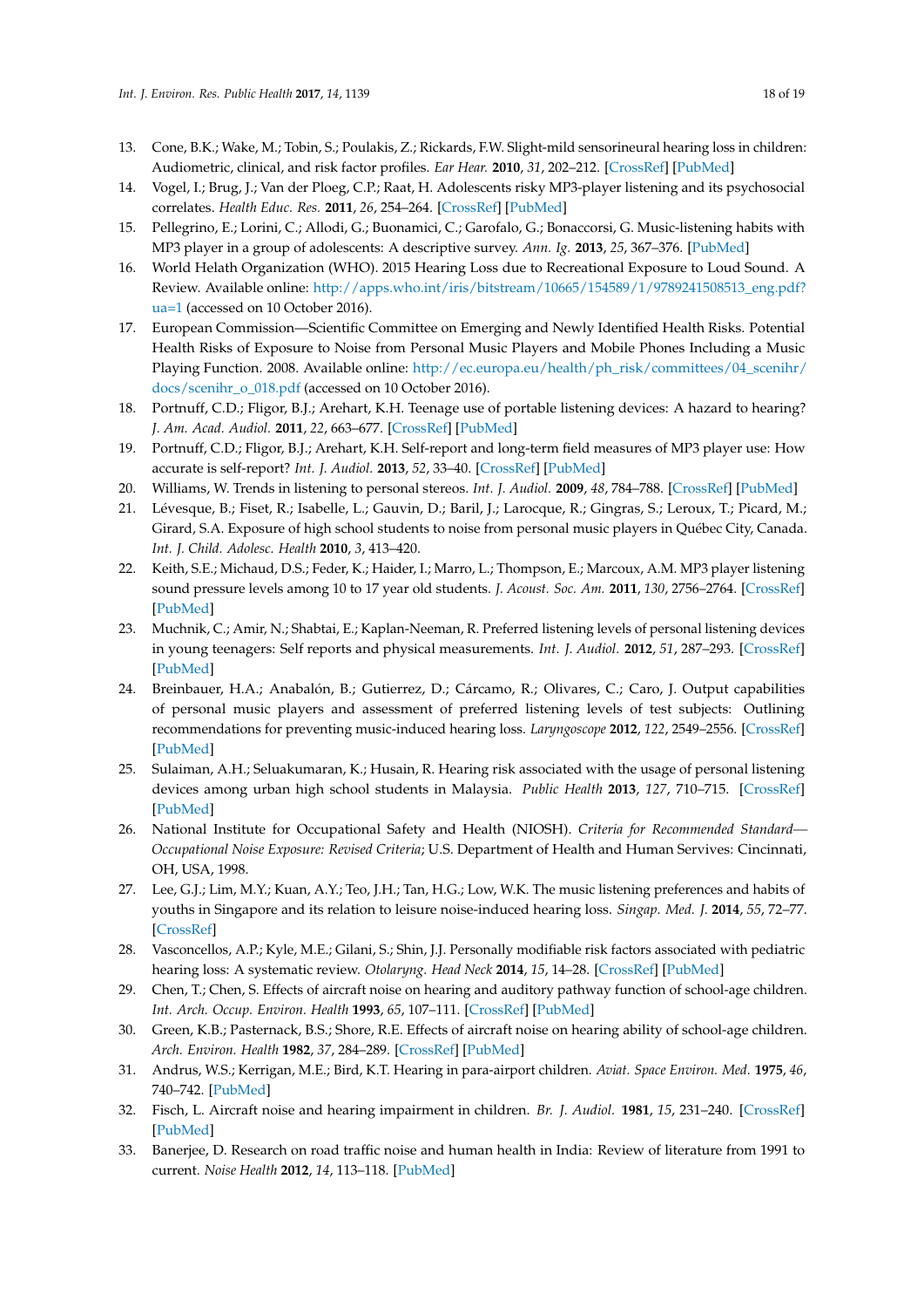13. Cone, B.K.; Wake, M.; Tobin, S.; Poulakis, Z.; Rickards, F.W. Slight-mild sensorineural hearing loss in children: Audiometric, clinical, and risk factor profiles. *Ear Hear.* **2010**, *31*, 202–212. [CrossRef] [PubMed]
14. Vogel, I.; Brug, J.; Van der Ploeg, C.P.; Raat, H. Adolescents risky MP3-player listening and its psychosocial correlates. *Health Educ. Res.* **2011**, *26*, 254–264. [CrossRef] [PubMed]
15. Pellegrino, E.; Lorini, C.; Allodi, G.; Buonamici, C.; Garofalo, G.; Bonaccorsi, G. Music-listening habits with MP3 player in a group of adolescents: A descriptive survey. *Ann. Ig.* **2013**, *25*, 367–376. [PubMed]
16. World Helath Organization (WHO). 2015 Hearing Loss due to Recreational Exposure to Loud Sound. A Review. Available online: http://apps.who.int/iris/bitstream/10665/154589/1/9789241508513_eng.pdf?ua=1 (accessed on 10 October 2016).
17. European Commission—Scientific Committee on Emerging and Newly Identified Health Risks. Potential Health Risks of Exposure to Noise from Personal Music Players and Mobile Phones Including a Music Playing Function. 2008. Available online: http://ec.europa.eu/health/ph_risk/committees/04_scenihr/docs/scenihr_o_018.pdf (accessed on 10 October 2016).
18. Portnuff, C.D.; Fligor, B.J.; Arehart, K.H. Teenage use of portable listening devices: A hazard to hearing? *J. Am. Acad. Audiol.* **2011**, *22*, 663–677. [CrossRef] [PubMed]
19. Portnuff, C.D.; Fligor, B.J.; Arehart, K.H. Self-report and long-term field measures of MP3 player use: How accurate is self-report? *Int. J. Audiol.* **2013**, *52*, 33–40. [CrossRef] [PubMed]
20. Williams, W. Trends in listening to personal stereos. *Int. J. Audiol.* **2009**, *48*, 784–788. [CrossRef] [PubMed]
21. Lévesque, B.; Fiset, R.; Isabelle, L.; Gauvin, D.; Baril, J.; Larocque, R.; Gingras, S.; Leroux, T.; Picard, M.; Girard, S.A. Exposure of high school students to noise from personal music players in Québec City, Canada. *Int. J. Child. Adolesc. Health* **2010**, *3*, 413–420.
22. Keith, S.E.; Michaud, D.S.; Feder, K.; Haider, I.; Marro, L.; Thompson, E.; Marcoux, A.M. MP3 player listening sound pressure levels among 10 to 17 year old students. *J. Acoust. Soc. Am.* **2011**, *130*, 2756–2764. [CrossRef] [PubMed]
23. Muchnik, C.; Amir, N.; Shabtai, E.; Kaplan-Neeman, R. Preferred listening levels of personal listening devices in young teenagers: Self reports and physical measurements. *Int. J. Audiol.* **2012**, *51*, 287–293. [CrossRef] [PubMed]
24. Breinbauer, H.A.; Anabalón, B.; Gutierrez, D.; Cárcamo, R.; Olivares, C.; Caro, J. Output capabilities of personal music players and assessment of preferred listening levels of test subjects: Outlining recommendations for preventing music-induced hearing loss. *Laryngoscope* **2012**, *122*, 2549–2556. [CrossRef] [PubMed]
25. Sulaiman, A.H.; Seluakumaran, K.; Husain, R. Hearing risk associated with the usage of personal listening devices among urban high school students in Malaysia. *Public Health* **2013**, *127*, 710–715. [CrossRef] [PubMed]
26. National Institute for Occupational Safety and Health (NIOSH). *Criteria for Recommended Standard—Occupational Noise Exposure: Revised Criteria*; U.S. Department of Health and Human Servives: Cincinnati, OH, USA, 1998.
27. Lee, G.J.; Lim, M.Y.; Kuan, A.Y.; Teo, J.H.; Tan, H.G.; Low, W.K. The music listening preferences and habits of youths in Singapore and its relation to leisure noise-induced hearing loss. *Singap. Med. J.* **2014**, *55*, 72–77. [CrossRef]
28. Vasconcellos, A.P.; Kyle, M.E.; Gilani, S.; Shin, J.J. Personally modifiable risk factors associated with pediatric hearing loss: A systematic review. *Otolaryng. Head Neck* **2014**, *15*, 14–28. [CrossRef] [PubMed]
29. Chen, T.; Chen, S. Effects of aircraft noise on hearing and auditory pathway function of school-age children. *Int. Arch. Occup. Environ. Health* **1993**, *65*, 107–111. [CrossRef] [PubMed]
30. Green, K.B.; Pasternack, B.S.; Shore, R.E. Effects of aircraft noise on hearing ability of school-age children. *Arch. Environ. Health* **1982**, *37*, 284–289. [CrossRef] [PubMed]
31. Andrus, W.S.; Kerrigan, M.E.; Bird, K.T. Hearing in para-airport children. *Aviat. Space Environ. Med.* **1975**, *46*, 740–742. [PubMed]
32. Fisch, L. Aircraft noise and hearing impairment in children. *Br. J. Audiol.* **1981**, *15*, 231–240. [CrossRef] [PubMed]
33. Banerjee, D. Research on road traffic noise and human health in India: Review of literature from 1991 to current. *Noise Health* **2012**, *14*, 113–118. [PubMed]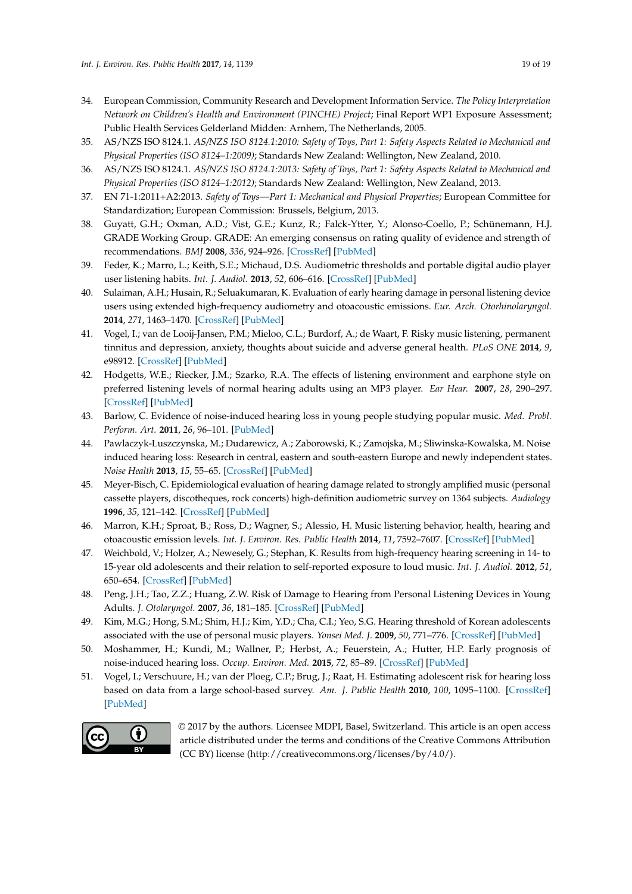34. European Commission, Community Research and Development Information Service. *The Policy Interpretation Network on Children's Health and Environment (PINCHE) Project*; Final Report WP1 Exposure Assessment; Public Health Services Gelderland Midden: Arnhem, The Netherlands, 2005.
35. AS/NZS ISO 8124.1. *AS/NZS ISO 8124.1:2010: Safety of Toys, Part 1: Safety Aspects Related to Mechanical and Physical Properties (ISO 8124–1:2009)*; Standards New Zealand: Wellington, New Zealand, 2010.
36. AS/NZS ISO 8124.1. *AS/NZS ISO 8124.1:2013: Safety of Toys, Part 1: Safety Aspects Related to Mechanical and Physical Properties (ISO 8124–1:2012)*; Standards New Zealand: Wellington, New Zealand, 2013.
37. EN 71-1:2011+A2:2013. *Safety of Toys—Part 1: Mechanical and Physical Properties*; European Committee for Standardization; European Commission: Brussels, Belgium, 2013.
38. Guyatt, G.H.; Oxman, A.D.; Vist, G.E.; Kunz, R.; Falck-Ytter, Y.; Alonso-Coello, P.; Schünemann, H.J. GRADE Working Group. GRADE: An emerging consensus on rating quality of evidence and strength of recommendations. *BMJ* **2008**, *336*, 924–926. [CrossRef] [PubMed]
39. Feder, K.; Marro, L.; Keith, S.E.; Michaud, D.S. Audiometric thresholds and portable digital audio player user listening habits. *Int. J. Audiol.* **2013**, *52*, 606–616. [CrossRef] [PubMed]
40. Sulaiman, A.H.; Husain, R.; Seluakumaran, K. Evaluation of early hearing damage in personal listening device users using extended high-frequency audiometry and otoacoustic emissions. *Eur. Arch. Otorhinolaryngol.* **2014**, *271*, 1463–1470. [CrossRef] [PubMed]
41. Vogel, I.; van de Looij-Jansen, P.M.; Mieloo, C.L.; Burdorf, A.; de Waart, F. Risky music listening, permanent tinnitus and depression, anxiety, thoughts about suicide and adverse general health. *PLoS ONE* **2014**, *9*, e98912. [CrossRef] [PubMed]
42. Hodgetts, W.E.; Riecker, J.M.; Szarko, R.A. The effects of listening environment and earphone style on preferred listening levels of normal hearing adults using an MP3 player. *Ear Hear.* **2007**, *28*, 290–297. [CrossRef] [PubMed]
43. Barlow, C. Evidence of noise-induced hearing loss in young people studying popular music. *Med. Probl. Perform. Art.* **2011**, *26*, 96–101. [PubMed]
44. Pawlaczyk-Luszczynska, M.; Dudarewicz, A.; Zaborowski, K.; Zamojska, M.; Sliwinska-Kowalska, M. Noise induced hearing loss: Research in central, eastern and south-eastern Europe and newly independent states. *Noise Health* **2013**, *15*, 55–65. [CrossRef] [PubMed]
45. Meyer-Bisch, C. Epidemiological evaluation of hearing damage related to strongly amplified music (personal cassette players, discotheques, rock concerts) high-definition audiometric survey on 1364 subjects. *Audiology* **1996**, *35*, 121–142. [CrossRef] [PubMed]
46. Marron, K.H.; Sproat, B.; Ross, D.; Wagner, S.; Alessio, H. Music listening behavior, health, hearing and otoacoustic emission levels. *Int. J. Environ. Res. Public Health* **2014**, *11*, 7592–7607. [CrossRef] [PubMed]
47. Weichbold, V.; Holzer, A.; Newesely, G.; Stephan, K. Results from high-frequency hearing screening in 14- to 15-year old adolescents and their relation to self-reported exposure to loud music. *Int. J. Audiol.* **2012**, *51*, 650–654. [CrossRef] [PubMed]
48. Peng, J.H.; Tao, Z.Z.; Huang, Z.W. Risk of Damage to Hearing from Personal Listening Devices in Young Adults. *J. Otolaryngol.* **2007**, *36*, 181–185. [CrossRef] [PubMed]
49. Kim, M.G.; Hong, S.M.; Shim, H.J.; Kim, Y.D.; Cha, C.I.; Yeo, S.G. Hearing threshold of Korean adolescents associated with the use of personal music players. *Yonsei Med. J.* **2009**, *50*, 771–776. [CrossRef] [PubMed]
50. Moshammer, H.; Kundi, M.; Wallner, P.; Herbst, A.; Feuerstein, A.; Hutter, H.P. Early prognosis of noise-induced hearing loss. *Occup. Environ. Med.* **2015**, *72*, 85–89. [CrossRef] [PubMed]
51. Vogel, I.; Verschuure, H.; van der Ploeg, C.P.; Brug, J.; Raat, H. Estimating adolescent risk for hearing loss based on data from a large school-based survey. *Am. J. Public Health* **2010**, *100*, 1095–1100. [CrossRef] [PubMed]

© 2017 by the authors. Licensee MDPI, Basel, Switzerland. This article is an open access article distributed under the terms and conditions of the Creative Commons Attribution (CC BY) license (http://creativecommons.org/licenses/by/4.0/).